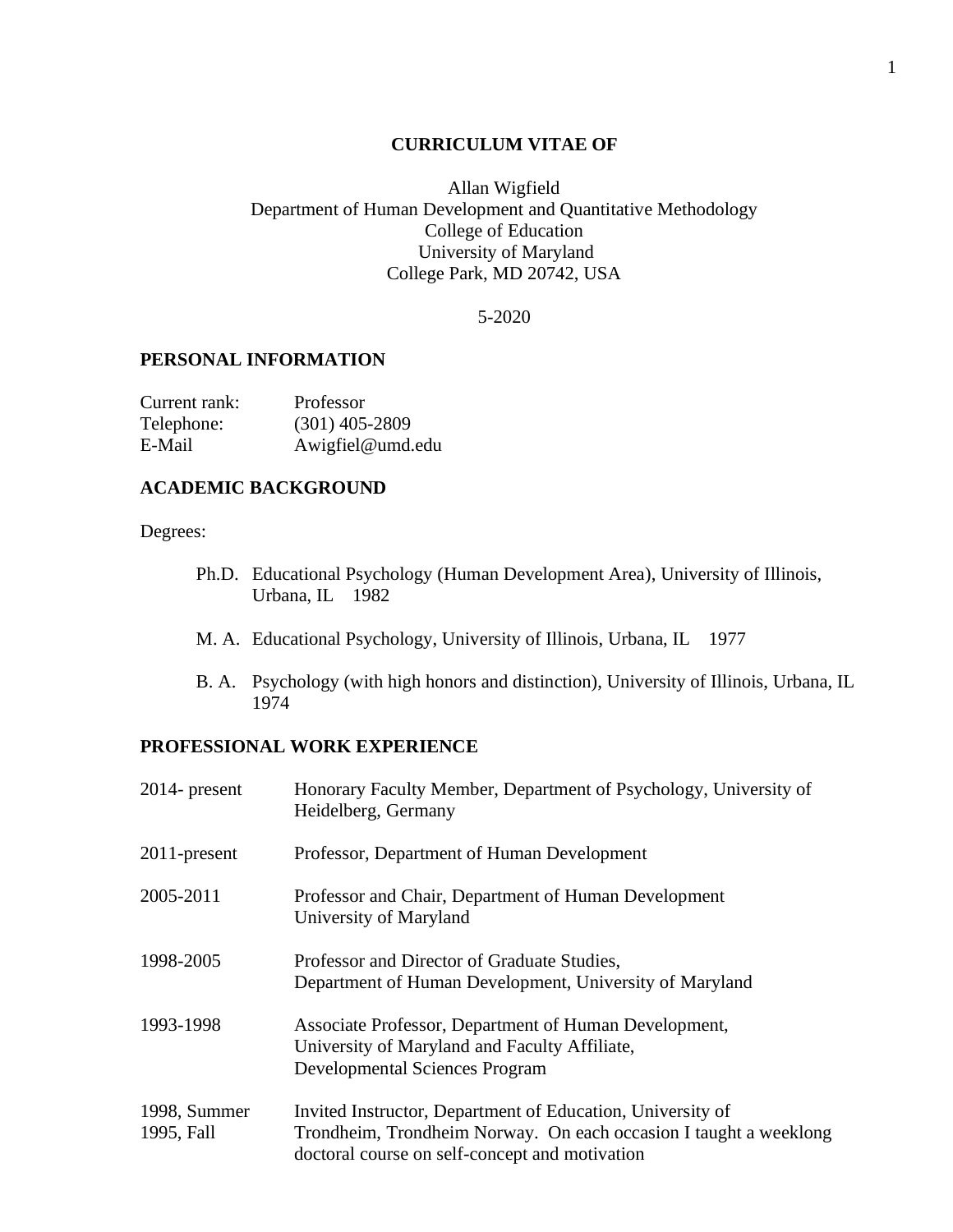# CURRICULUM VITAE OF

Allan Wigfield
Department of Human Development and Quantitative Methodology
College of Education
University of Maryland
College Park, MD 20742, USA

5-2020

## PERSONAL INFORMATION

| | |
|---|---|
| Current rank: | Professor |
| Telephone: | (301) 405-2809 |
| E-Mail | Awigfiel@umd.edu |

## ACADEMIC BACKGROUND

Degrees:

- Ph.D. Educational Psychology (Human Development Area), University of Illinois, Urbana, IL 1982
- M. A. Educational Psychology, University of Illinois, Urbana, IL 1977
- B. A. Psychology (with high honors and distinction), University of Illinois, Urbana, IL 1974

## PROFESSIONAL WORK EXPERIENCE

| | |
|---|---|
| 2014- present | Honorary Faculty Member, Department of Psychology, University of Heidelberg, Germany |
| 2011-present | Professor, Department of Human Development |
| 2005-2011 | Professor and Chair, Department of Human Development University of Maryland |
| 1998-2005 | Professor and Director of Graduate Studies, Department of Human Development, University of Maryland |
| 1993-1998 | Associate Professor, Department of Human Development, University of Maryland and Faculty Affiliate, Developmental Sciences Program |
| 1998, Summer 1995, Fall | Invited Instructor, Department of Education, University of Trondheim, Trondheim Norway. On each occasion I taught a weeklong doctoral course on self-concept and motivation |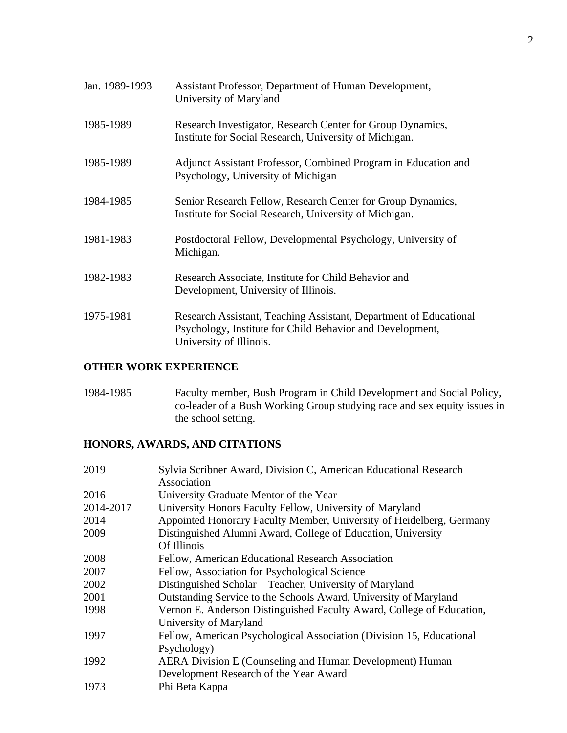Jan. 1989-1993 Assistant Professor, Department of Human Development, University of Maryland

1985-1989 Research Investigator, Research Center for Group Dynamics, Institute for Social Research, University of Michigan.

1985-1989 Adjunct Assistant Professor, Combined Program in Education and Psychology, University of Michigan

1984-1985 Senior Research Fellow, Research Center for Group Dynamics, Institute for Social Research, University of Michigan.

1981-1983 Postdoctoral Fellow, Developmental Psychology, University of Michigan.

1982-1983 Research Associate, Institute for Child Behavior and Development, University of Illinois.

1975-1981 Research Assistant, Teaching Assistant, Department of Educational Psychology, Institute for Child Behavior and Development, University of Illinois.

## OTHER WORK EXPERIENCE

1984-1985 Faculty member, Bush Program in Child Development and Social Policy, co-leader of a Bush Working Group studying race and sex equity issues in the school setting.

## HONORS, AWARDS, AND CITATIONS

2019 Sylvia Scribner Award, Division C, American Educational Research Association
2016 University Graduate Mentor of the Year
2014-2017 University Honors Faculty Fellow, University of Maryland
2014 Appointed Honorary Faculty Member, University of Heidelberg, Germany
2009 Distinguished Alumni Award, College of Education, University Of Illinois
2008 Fellow, American Educational Research Association
2007 Fellow, Association for Psychological Science
2002 Distinguished Scholar – Teacher, University of Maryland
2001 Outstanding Service to the Schools Award, University of Maryland
1998 Vernon E. Anderson Distinguished Faculty Award, College of Education, University of Maryland
1997 Fellow, American Psychological Association (Division 15, Educational Psychology)
1992 AERA Division E (Counseling and Human Development) Human Development Research of the Year Award
1973 Phi Beta Kappa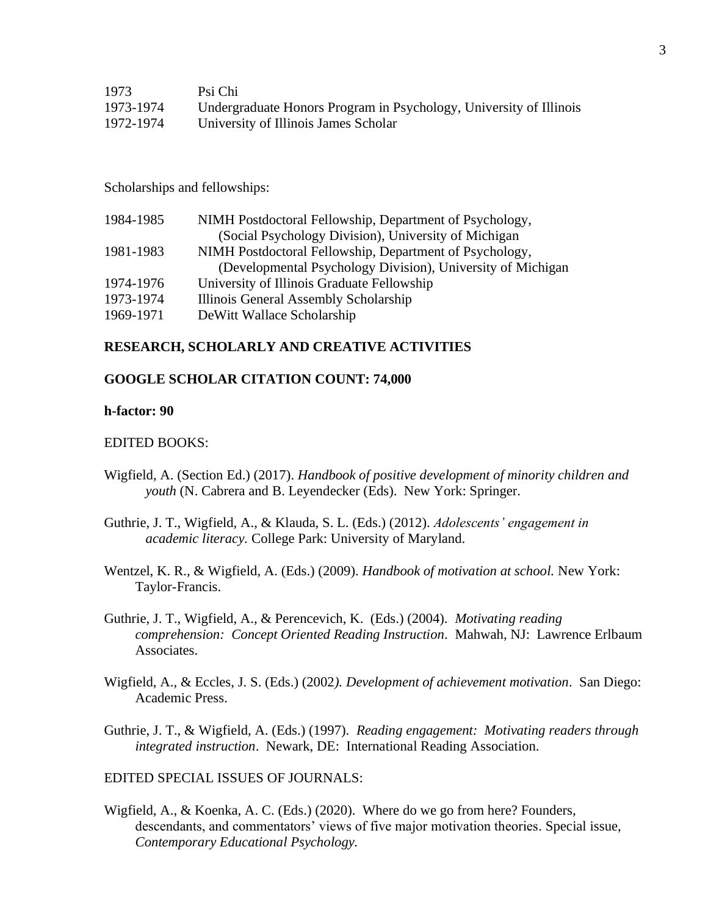| | |
|---|---|
| 1973 | Psi Chi |
| 1973-1974 | Undergraduate Honors Program in Psychology, University of Illinois |
| 1972-1974 | University of Illinois James Scholar |

Scholarships and fellowships:

| | |
|---|---|
| 1984-1985 | NIMH Postdoctoral Fellowship, Department of Psychology, (Social Psychology Division), University of Michigan |
| 1981-1983 | NIMH Postdoctoral Fellowship, Department of Psychology, (Developmental Psychology Division), University of Michigan |
| 1974-1976 | University of Illinois Graduate Fellowship |
| 1973-1974 | Illinois General Assembly Scholarship |
| 1969-1971 | DeWitt Wallace Scholarship |

## RESEARCH, SCHOLARLY AND CREATIVE ACTIVITIES

**GOOGLE SCHOLAR CITATION COUNT: 74,000**

**h-factor: 90**

EDITED BOOKS:

Wigfield, A. (Section Ed.) (2017). *Handbook of positive development of minority children and youth* (N. Cabrera and B. Leyendecker (Eds). New York: Springer.

Guthrie, J. T., Wigfield, A., & Klauda, S. L. (Eds.) (2012). *Adolescents' engagement in academic literacy.* College Park: University of Maryland.

Wentzel, K. R., & Wigfield, A. (Eds.) (2009). *Handbook of motivation at school.* New York: Taylor-Francis.

Guthrie, J. T., Wigfield, A., & Perencevich, K. (Eds.) (2004). *Motivating reading comprehension: Concept Oriented Reading Instruction*. Mahwah, NJ: Lawrence Erlbaum Associates.

Wigfield, A., & Eccles, J. S. (Eds.) (2002*). Development of achievement motivation*. San Diego: Academic Press.

Guthrie, J. T., & Wigfield, A. (Eds.) (1997). *Reading engagement: Motivating readers through integrated instruction*. Newark, DE: International Reading Association.

EDITED SPECIAL ISSUES OF JOURNALS:

Wigfield, A., & Koenka, A. C. (Eds.) (2020). Where do we go from here? Founders, descendants, and commentators' views of five major motivation theories. Special issue, *Contemporary Educational Psychology.*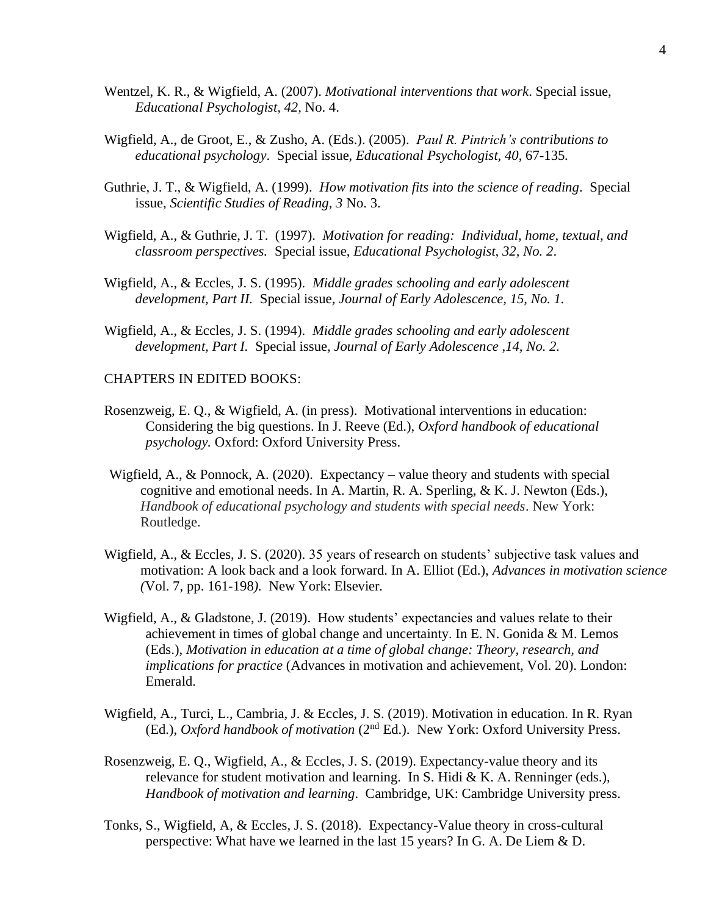Wentzel, K. R., & Wigfield, A. (2007). *Motivational interventions that work*. Special issue, *Educational Psychologist, 42,* No. 4.

Wigfield, A., de Groot, E., & Zusho, A. (Eds.). (2005). *Paul R. Pintrich's contributions to educational psychology*. Special issue, *Educational Psychologist, 40*, 67-135.

Guthrie, J. T., & Wigfield, A. (1999). *How motivation fits into the science of reading*. Special issue, *Scientific Studies of Reading, 3* No. 3.

Wigfield, A., & Guthrie, J. T. (1997). *Motivation for reading: Individual, home, textual, and classroom perspectives.* Special issue, *Educational Psychologist, 32, No. 2*.

Wigfield, A., & Eccles, J. S. (1995). *Middle grades schooling and early adolescent development, Part II.* Special issue, *Journal of Early Adolescence, 15, No. 1.*

Wigfield, A., & Eccles, J. S. (1994). *Middle grades schooling and early adolescent development, Part I.* Special issue, *Journal of Early Adolescence ,14, No. 2.*

CHAPTERS IN EDITED BOOKS:

Rosenzweig, E. Q., & Wigfield, A. (in press). Motivational interventions in education: Considering the big questions. In J. Reeve (Ed.), *Oxford handbook of educational psychology.* Oxford: Oxford University Press.

Wigfield, A., & Ponnock, A. (2020). Expectancy – value theory and students with special cognitive and emotional needs. In A. Martin, R. A. Sperling, & K. J. Newton (Eds.), *Handbook of educational psychology and students with special needs*. New York: Routledge.

Wigfield, A., & Eccles, J. S. (2020). 35 years of research on students' subjective task values and motivation: A look back and a look forward. In A. Elliot (Ed.), *Advances in motivation science (*Vol. 7, pp. 161-198*).* New York: Elsevier.

Wigfield, A., & Gladstone, J. (2019). How students' expectancies and values relate to their achievement in times of global change and uncertainty. In E. N. Gonida & M. Lemos (Eds.), *Motivation in education at a time of global change: Theory, research, and implications for practice* (Advances in motivation and achievement, Vol. 20). London: Emerald.

Wigfield, A., Turci, L., Cambria, J. & Eccles, J. S. (2019). Motivation in education. In R. Ryan (Ed.), *Oxford handbook of motivation* (2nd Ed.). New York: Oxford University Press.

Rosenzweig, E. Q., Wigfield, A., & Eccles, J. S. (2019). Expectancy-value theory and its relevance for student motivation and learning. In S. Hidi & K. A. Renninger (eds.), *Handbook of motivation and learning*. Cambridge, UK: Cambridge University press.

Tonks, S., Wigfield, A, & Eccles, J. S. (2018). Expectancy-Value theory in cross-cultural perspective: What have we learned in the last 15 years? In G. A. De Liem & D.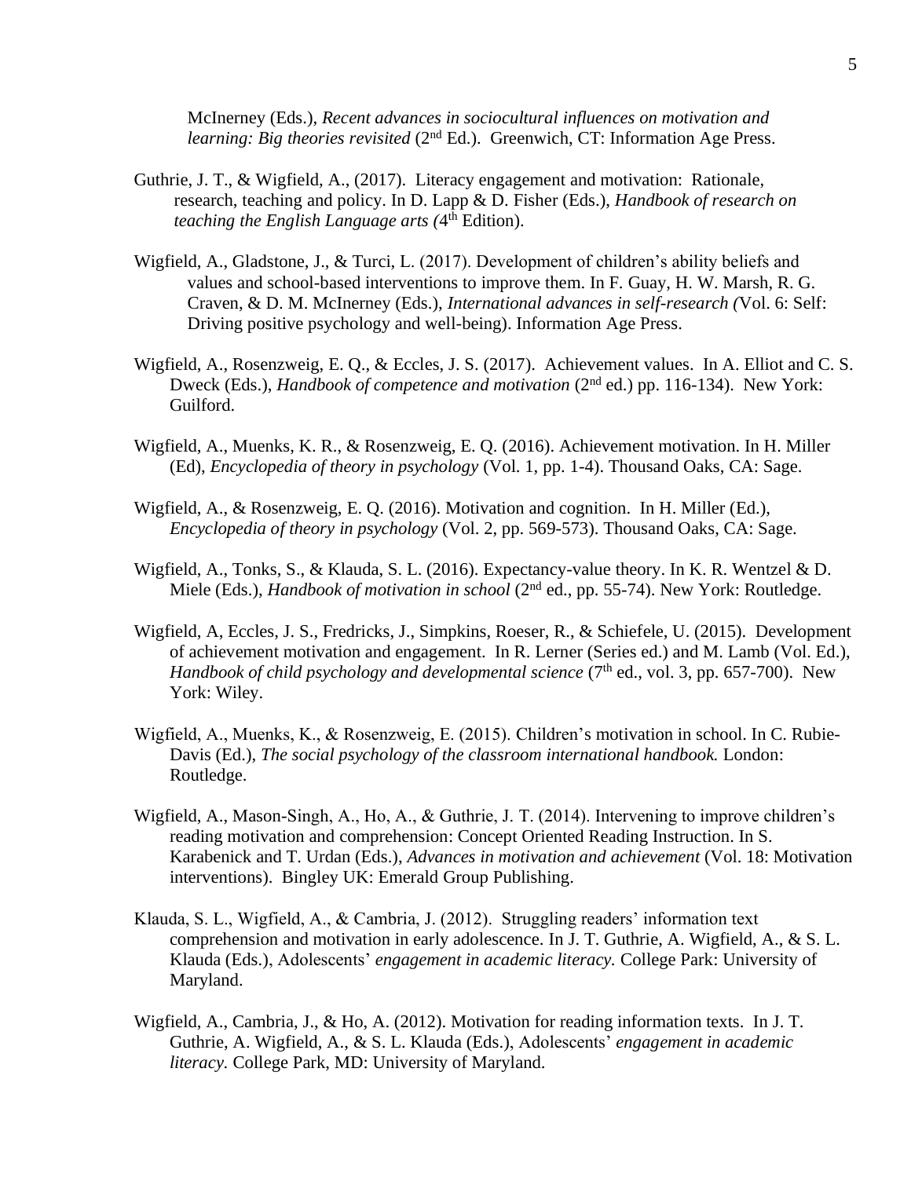McInerney (Eds.), *Recent advances in sociocultural influences on motivation and learning: Big theories revisited* (2nd Ed.). Greenwich, CT: Information Age Press.

Guthrie, J. T., & Wigfield, A., (2017). Literacy engagement and motivation: Rationale, research, teaching and policy. In D. Lapp & D. Fisher (Eds.), *Handbook of research on teaching the English Language arts (*4th Edition).

Wigfield, A., Gladstone, J., & Turci, L. (2017). Development of children's ability beliefs and values and school-based interventions to improve them. In F. Guay, H. W. Marsh, R. G. Craven, & D. M. McInerney (Eds.), *International advances in self-research (*Vol. 6: Self: Driving positive psychology and well-being). Information Age Press.

Wigfield, A., Rosenzweig, E. Q., & Eccles, J. S. (2017). Achievement values. In A. Elliot and C. S. Dweck (Eds.), *Handbook of competence and motivation* (2nd ed.) pp. 116-134). New York: Guilford.

Wigfield, A., Muenks, K. R., & Rosenzweig, E. Q. (2016). Achievement motivation. In H. Miller (Ed), *Encyclopedia of theory in psychology* (Vol. 1, pp. 1-4). Thousand Oaks, CA: Sage.

Wigfield, A., & Rosenzweig, E. Q. (2016). Motivation and cognition. In H. Miller (Ed.), *Encyclopedia of theory in psychology* (Vol. 2, pp. 569-573). Thousand Oaks, CA: Sage.

Wigfield, A., Tonks, S., & Klauda, S. L. (2016). Expectancy-value theory. In K. R. Wentzel & D. Miele (Eds.), *Handbook of motivation in school* (2nd ed., pp. 55-74). New York: Routledge.

Wigfield, A, Eccles, J. S., Fredricks, J., Simpkins, Roeser, R., & Schiefele, U. (2015). Development of achievement motivation and engagement. In R. Lerner (Series ed.) and M. Lamb (Vol. Ed.), *Handbook of child psychology and developmental science* (7th ed., vol. 3, pp. 657-700). New York: Wiley.

Wigfield, A., Muenks, K., & Rosenzweig, E. (2015). Children's motivation in school. In C. Rubie-Davis (Ed.), *The social psychology of the classroom international handbook.* London: Routledge.

Wigfield, A., Mason-Singh, A., Ho, A., & Guthrie, J. T. (2014). Intervening to improve children's reading motivation and comprehension: Concept Oriented Reading Instruction. In S. Karabenick and T. Urdan (Eds.), *Advances in motivation and achievement* (Vol. 18: Motivation interventions). Bingley UK: Emerald Group Publishing.

Klauda, S. L., Wigfield, A., & Cambria, J. (2012). Struggling readers' information text comprehension and motivation in early adolescence. In J. T. Guthrie, A. Wigfield, A., & S. L. Klauda (Eds.), Adolescents' *engagement in academic literacy.* College Park: University of Maryland.

Wigfield, A., Cambria, J., & Ho, A. (2012). Motivation for reading information texts. In J. T. Guthrie, A. Wigfield, A., & S. L. Klauda (Eds.), Adolescents' *engagement in academic literacy.* College Park, MD: University of Maryland.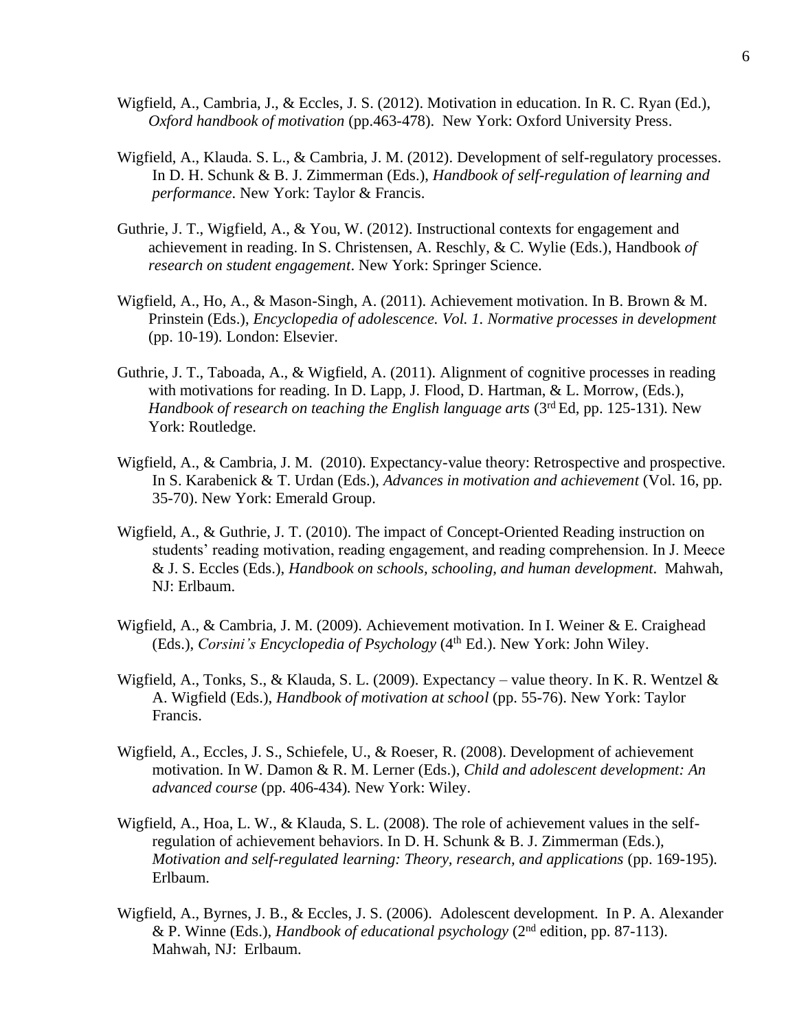Wigfield, A., Cambria, J., & Eccles, J. S. (2012). Motivation in education. In R. C. Ryan (Ed.), *Oxford handbook of motivation* (pp.463-478). New York: Oxford University Press.

Wigfield, A., Klauda. S. L., & Cambria, J. M. (2012). Development of self-regulatory processes. In D. H. Schunk & B. J. Zimmerman (Eds.), *Handbook of self-regulation of learning and performance*. New York: Taylor & Francis.

Guthrie, J. T., Wigfield, A., & You, W. (2012). Instructional contexts for engagement and achievement in reading. In S. Christensen, A. Reschly, & C. Wylie (Eds.), Handbook *of research on student engagement*. New York: Springer Science.

Wigfield, A., Ho, A., & Mason-Singh, A. (2011). Achievement motivation. In B. Brown & M. Prinstein (Eds.), *Encyclopedia of adolescence. Vol. 1. Normative processes in development* (pp. 10-19). London: Elsevier.

Guthrie, J. T., Taboada, A., & Wigfield, A. (2011). Alignment of cognitive processes in reading with motivations for reading. In D. Lapp, J. Flood, D. Hartman, & L. Morrow, (Eds.), *Handbook of research on teaching the English language arts* (3rd Ed, pp. 125-131). New York: Routledge.

Wigfield, A., & Cambria, J. M. (2010). Expectancy-value theory: Retrospective and prospective. In S. Karabenick & T. Urdan (Eds.), *Advances in motivation and achievement* (Vol. 16, pp. 35-70). New York: Emerald Group.

Wigfield, A., & Guthrie, J. T. (2010). The impact of Concept-Oriented Reading instruction on students' reading motivation, reading engagement, and reading comprehension. In J. Meece & J. S. Eccles (Eds.), *Handbook on schools, schooling, and human development*. Mahwah, NJ: Erlbaum.

Wigfield, A., & Cambria, J. M. (2009). Achievement motivation. In I. Weiner & E. Craighead (Eds.), *Corsini's Encyclopedia of Psychology* (4th Ed.). New York: John Wiley.

Wigfield, A., Tonks, S., & Klauda, S. L. (2009). Expectancy – value theory. In K. R. Wentzel & A. Wigfield (Eds.), *Handbook of motivation at school* (pp. 55-76). New York: Taylor Francis.

Wigfield, A., Eccles, J. S., Schiefele, U., & Roeser, R. (2008). Development of achievement motivation. In W. Damon & R. M. Lerner (Eds.), *Child and adolescent development: An advanced course* (pp. 406-434). New York: Wiley.

Wigfield, A., Hoa, L. W., & Klauda, S. L. (2008). The role of achievement values in the self-regulation of achievement behaviors. In D. H. Schunk & B. J. Zimmerman (Eds.), *Motivation and self-regulated learning: Theory, research, and applications* (pp. 169-195). Erlbaum.

Wigfield, A., Byrnes, J. B., & Eccles, J. S. (2006). Adolescent development. In P. A. Alexander & P. Winne (Eds.), *Handbook of educational psychology* (2nd edition, pp. 87-113). Mahwah, NJ: Erlbaum.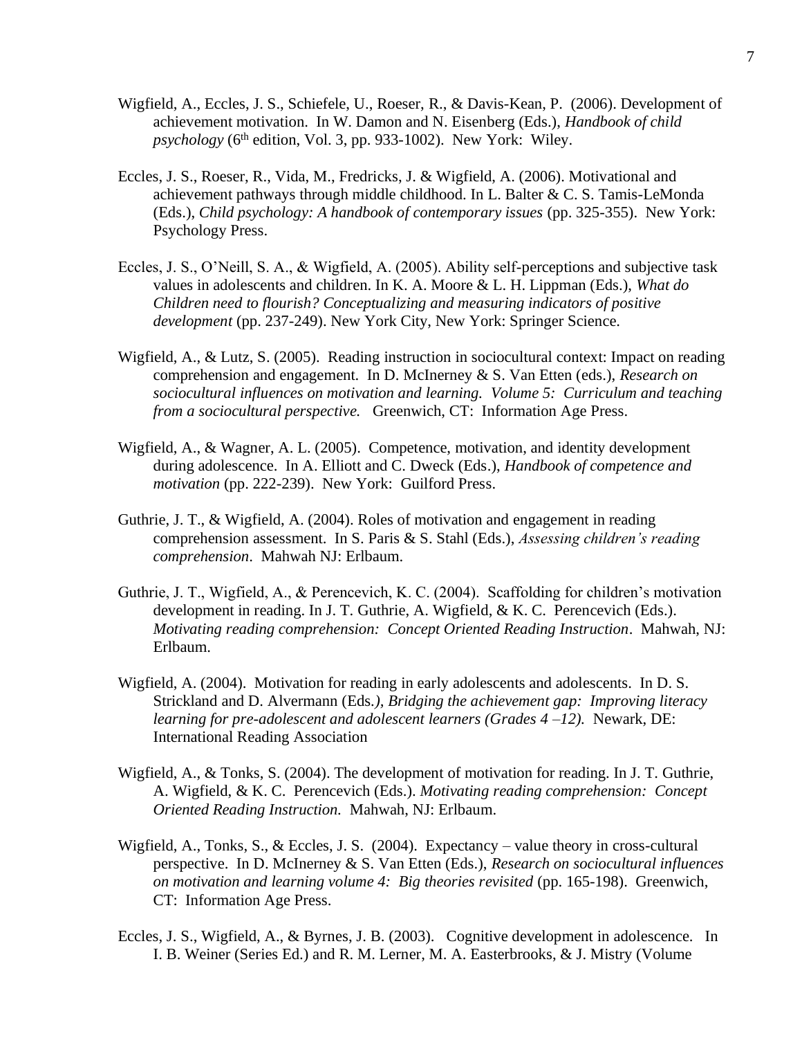Wigfield, A., Eccles, J. S., Schiefele, U., Roeser, R., & Davis-Kean, P. (2006). Development of achievement motivation. In W. Damon and N. Eisenberg (Eds.), *Handbook of child psychology* (6th edition, Vol. 3, pp. 933-1002). New York: Wiley.

Eccles, J. S., Roeser, R., Vida, M., Fredricks, J. & Wigfield, A. (2006). Motivational and achievement pathways through middle childhood. In L. Balter & C. S. Tamis-LeMonda (Eds.), *Child psychology: A handbook of contemporary issues* (pp. 325-355). New York: Psychology Press.

Eccles, J. S., O'Neill, S. A., & Wigfield, A. (2005). Ability self-perceptions and subjective task values in adolescents and children. In K. A. Moore & L. H. Lippman (Eds.), *What do Children need to flourish? Conceptualizing and measuring indicators of positive development* (pp. 237-249). New York City, New York: Springer Science.

Wigfield, A., & Lutz, S. (2005). Reading instruction in sociocultural context: Impact on reading comprehension and engagement. In D. McInerney & S. Van Etten (eds.), *Research on sociocultural influences on motivation and learning. Volume 5: Curriculum and teaching from a sociocultural perspective.* Greenwich, CT: Information Age Press.

Wigfield, A., & Wagner, A. L. (2005). Competence, motivation, and identity development during adolescence. In A. Elliott and C. Dweck (Eds.), *Handbook of competence and motivation* (pp. 222-239). New York: Guilford Press.

Guthrie, J. T., & Wigfield, A. (2004). Roles of motivation and engagement in reading comprehension assessment. In S. Paris & S. Stahl (Eds.), *Assessing children's reading comprehension*. Mahwah NJ: Erlbaum.

Guthrie, J. T., Wigfield, A., & Perencevich, K. C. (2004). Scaffolding for children's motivation development in reading. In J. T. Guthrie, A. Wigfield, & K. C. Perencevich (Eds.). *Motivating reading comprehension: Concept Oriented Reading Instruction*. Mahwah, NJ: Erlbaum.

Wigfield, A. (2004). Motivation for reading in early adolescents and adolescents. In D. S. Strickland and D. Alvermann (Eds.*), Bridging the achievement gap: Improving literacy learning for pre-adolescent and adolescent learners (Grades 4 –12).* Newark, DE: International Reading Association

Wigfield, A., & Tonks, S. (2004). The development of motivation for reading. In J. T. Guthrie, A. Wigfield, & K. C. Perencevich (Eds.). *Motivating reading comprehension: Concept Oriented Reading Instruction.* Mahwah, NJ: Erlbaum.

Wigfield, A., Tonks, S., & Eccles, J. S. (2004). Expectancy – value theory in cross-cultural perspective. In D. McInerney & S. Van Etten (Eds.), *Research on sociocultural influences on motivation and learning volume 4: Big theories revisited* (pp. 165-198). Greenwich, CT: Information Age Press.

Eccles, J. S., Wigfield, A., & Byrnes, J. B. (2003). Cognitive development in adolescence. In I. B. Weiner (Series Ed.) and R. M. Lerner, M. A. Easterbrooks, & J. Mistry (Volume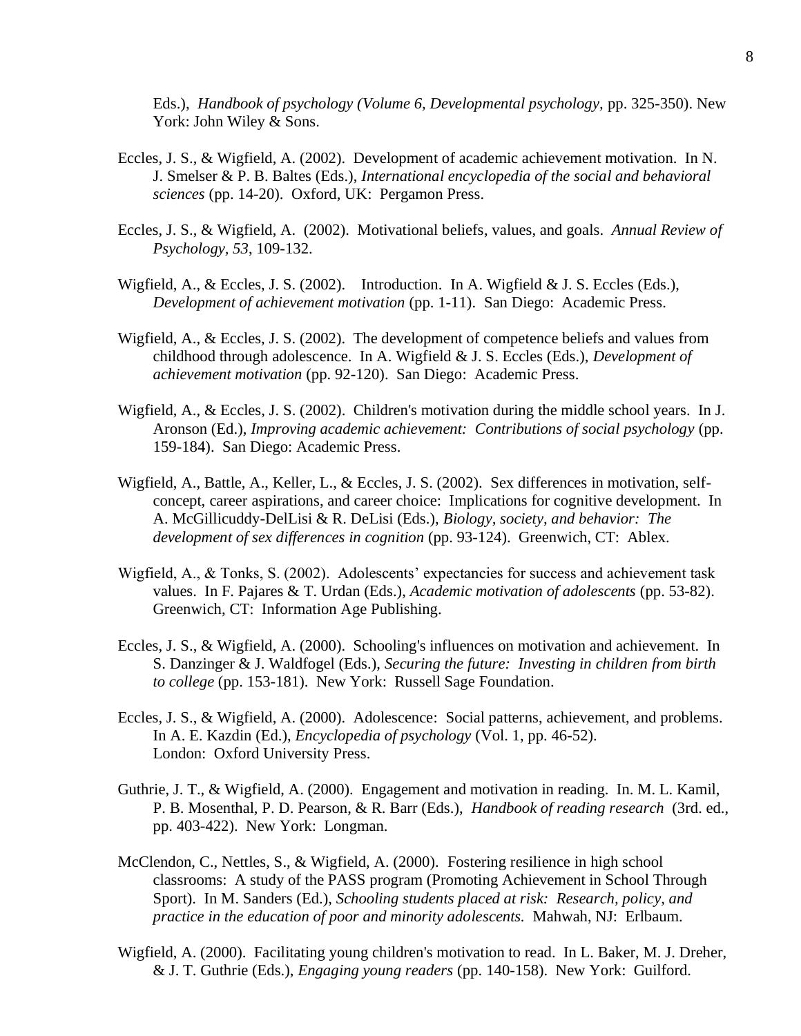Eds.), *Handbook of psychology (Volume 6, Developmental psychology,* pp. 325-350). New York: John Wiley & Sons.

Eccles, J. S., & Wigfield, A. (2002). Development of academic achievement motivation. In N. J. Smelser & P. B. Baltes (Eds.), *International encyclopedia of the social and behavioral sciences* (pp. 14-20). Oxford, UK: Pergamon Press.

Eccles, J. S., & Wigfield, A. (2002). Motivational beliefs, values, and goals. *Annual Review of Psychology, 53*, 109-132.

Wigfield, A., & Eccles, J. S. (2002). Introduction. In A. Wigfield & J. S. Eccles (Eds.), *Development of achievement motivation* (pp. 1-11). San Diego: Academic Press.

Wigfield, A., & Eccles, J. S. (2002). The development of competence beliefs and values from childhood through adolescence. In A. Wigfield & J. S. Eccles (Eds.), *Development of achievement motivation* (pp. 92-120). San Diego: Academic Press.

Wigfield, A., & Eccles, J. S. (2002). Children's motivation during the middle school years. In J. Aronson (Ed.), *Improving academic achievement: Contributions of social psychology* (pp. 159-184). San Diego: Academic Press.

Wigfield, A., Battle, A., Keller, L., & Eccles, J. S. (2002). Sex differences in motivation, self-concept, career aspirations, and career choice: Implications for cognitive development. In A. McGillicuddy-DelLisi & R. DeLisi (Eds.), *Biology, society, and behavior: The development of sex differences in cognition* (pp. 93-124). Greenwich, CT: Ablex.

Wigfield, A., & Tonks, S. (2002). Adolescents' expectancies for success and achievement task values. In F. Pajares & T. Urdan (Eds.), *Academic motivation of adolescents* (pp. 53-82). Greenwich, CT: Information Age Publishing.

Eccles, J. S., & Wigfield, A. (2000). Schooling's influences on motivation and achievement. In S. Danzinger & J. Waldfogel (Eds.), *Securing the future: Investing in children from birth to college* (pp. 153-181). New York: Russell Sage Foundation.

Eccles, J. S., & Wigfield, A. (2000). Adolescence: Social patterns, achievement, and problems. In A. E. Kazdin (Ed.), *Encyclopedia of psychology* (Vol. 1, pp. 46-52). London: Oxford University Press.

Guthrie, J. T., & Wigfield, A. (2000). Engagement and motivation in reading. In. M. L. Kamil, P. B. Mosenthal, P. D. Pearson, & R. Barr (Eds.), *Handbook of reading research* (3rd. ed., pp. 403-422). New York: Longman.

McClendon, C., Nettles, S., & Wigfield, A. (2000). Fostering resilience in high school classrooms: A study of the PASS program (Promoting Achievement in School Through Sport). In M. Sanders (Ed.), *Schooling students placed at risk: Research, policy, and practice in the education of poor and minority adolescents.* Mahwah, NJ: Erlbaum.

Wigfield, A. (2000). Facilitating young children's motivation to read. In L. Baker, M. J. Dreher, & J. T. Guthrie (Eds.), *Engaging young readers* (pp. 140-158). New York: Guilford.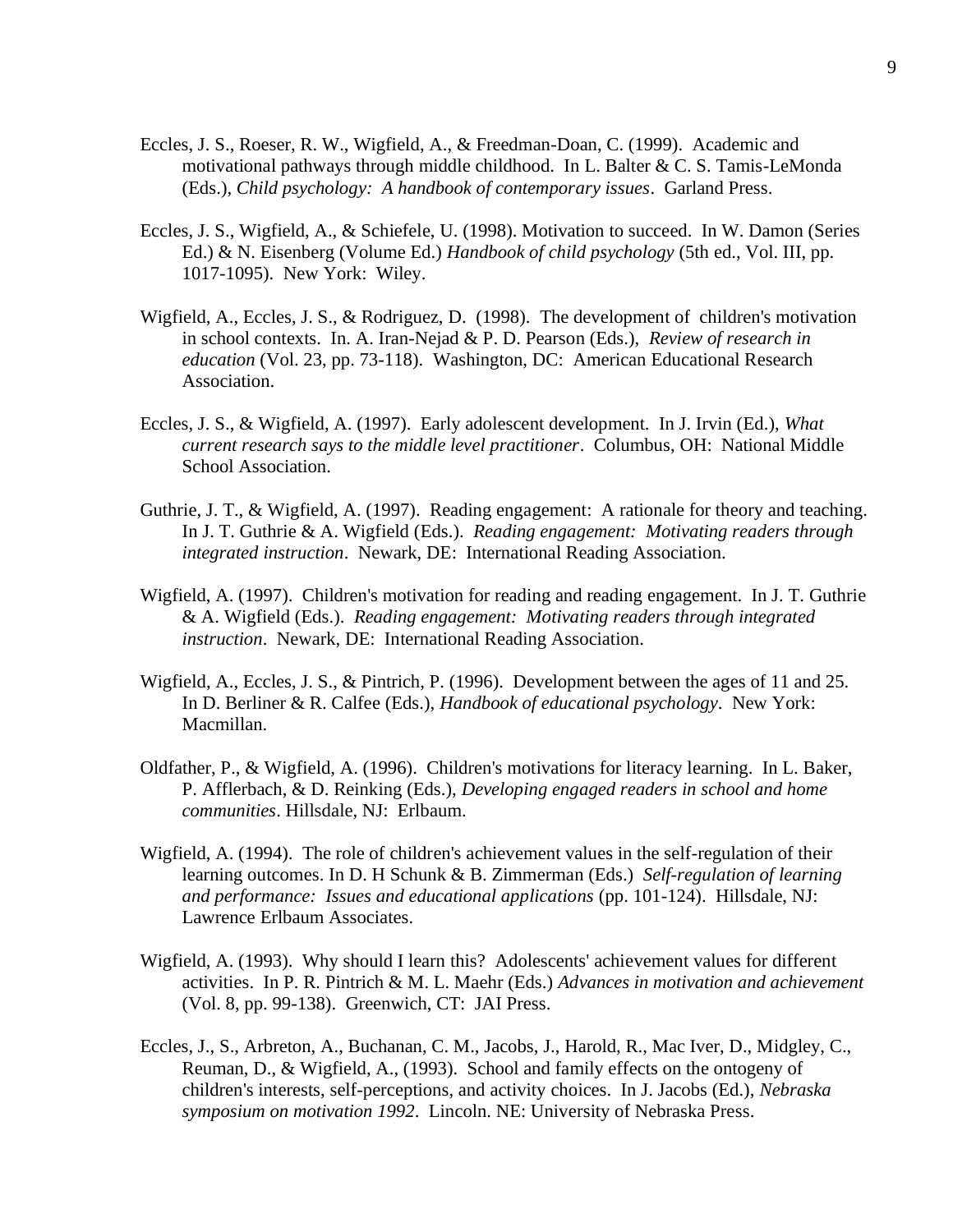Eccles, J. S., Roeser, R. W., Wigfield, A., & Freedman-Doan, C. (1999). Academic and motivational pathways through middle childhood. In L. Balter & C. S. Tamis-LeMonda (Eds.), *Child psychology: A handbook of contemporary issues*. Garland Press.

Eccles, J. S., Wigfield, A., & Schiefele, U. (1998). Motivation to succeed. In W. Damon (Series Ed.) & N. Eisenberg (Volume Ed.) *Handbook of child psychology* (5th ed., Vol. III, pp. 1017-1095). New York: Wiley.

Wigfield, A., Eccles, J. S., & Rodriguez, D. (1998). The development of children's motivation in school contexts. In. A. Iran-Nejad & P. D. Pearson (Eds.), *Review of research in education* (Vol. 23, pp. 73-118). Washington, DC: American Educational Research Association.

Eccles, J. S., & Wigfield, A. (1997). Early adolescent development. In J. Irvin (Ed.), *What current research says to the middle level practitioner*. Columbus, OH: National Middle School Association.

Guthrie, J. T., & Wigfield, A. (1997). Reading engagement: A rationale for theory and teaching. In J. T. Guthrie & A. Wigfield (Eds.). *Reading engagement: Motivating readers through integrated instruction*. Newark, DE: International Reading Association.

Wigfield, A. (1997). Children's motivation for reading and reading engagement. In J. T. Guthrie & A. Wigfield (Eds.). *Reading engagement: Motivating readers through integrated instruction*. Newark, DE: International Reading Association.

Wigfield, A., Eccles, J. S., & Pintrich, P. (1996). Development between the ages of 11 and 25. In D. Berliner & R. Calfee (Eds.), *Handbook of educational psychology*. New York: Macmillan.

Oldfather, P., & Wigfield, A. (1996). Children's motivations for literacy learning. In L. Baker, P. Afflerbach, & D. Reinking (Eds.), *Developing engaged readers in school and home communities*. Hillsdale, NJ: Erlbaum.

Wigfield, A. (1994). The role of children's achievement values in the self-regulation of their learning outcomes. In D. H Schunk & B. Zimmerman (Eds.) *Self-regulation of learning and performance: Issues and educational applications* (pp. 101-124). Hillsdale, NJ: Lawrence Erlbaum Associates.

Wigfield, A. (1993). Why should I learn this? Adolescents' achievement values for different activities. In P. R. Pintrich & M. L. Maehr (Eds.) *Advances in motivation and achievement* (Vol. 8, pp. 99-138). Greenwich, CT: JAI Press.

Eccles, J., S., Arbreton, A., Buchanan, C. M., Jacobs, J., Harold, R., Mac Iver, D., Midgley, C., Reuman, D., & Wigfield, A., (1993). School and family effects on the ontogeny of children's interests, self-perceptions, and activity choices. In J. Jacobs (Ed.), *Nebraska symposium on motivation 1992*. Lincoln. NE: University of Nebraska Press.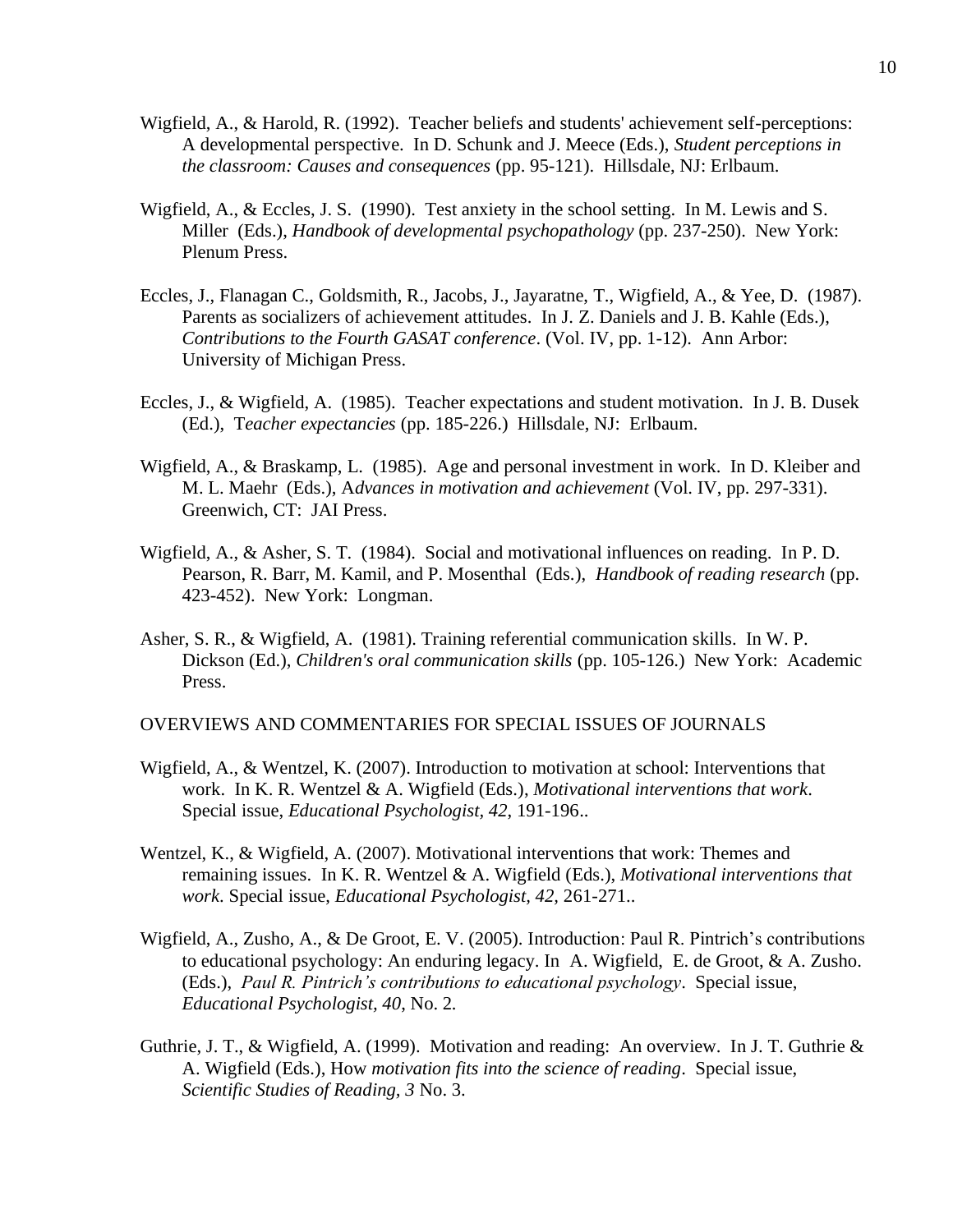Wigfield, A., & Harold, R. (1992). Teacher beliefs and students' achievement self-perceptions: A developmental perspective. In D. Schunk and J. Meece (Eds.), *Student perceptions in the classroom: Causes and consequences* (pp. 95-121). Hillsdale, NJ: Erlbaum.

Wigfield, A., & Eccles, J. S. (1990). Test anxiety in the school setting. In M. Lewis and S. Miller (Eds.), *Handbook of developmental psychopathology* (pp. 237-250). New York: Plenum Press.

Eccles, J., Flanagan C., Goldsmith, R., Jacobs, J., Jayaratne, T., Wigfield, A., & Yee, D. (1987). Parents as socializers of achievement attitudes. In J. Z. Daniels and J. B. Kahle (Eds.), *Contributions to the Fourth GASAT conference*. (Vol. IV, pp. 1-12). Ann Arbor: University of Michigan Press.

Eccles, J., & Wigfield, A. (1985). Teacher expectations and student motivation. In J. B. Dusek (Ed.), T*eacher expectancies* (pp. 185-226.) Hillsdale, NJ: Erlbaum.

Wigfield, A., & Braskamp, L. (1985). Age and personal investment in work. In D. Kleiber and M. L. Maehr (Eds.), A*dvances in motivation and achievement* (Vol. IV, pp. 297-331). Greenwich, CT: JAI Press.

Wigfield, A., & Asher, S. T. (1984). Social and motivational influences on reading. In P. D. Pearson, R. Barr, M. Kamil, and P. Mosenthal (Eds.), *Handbook of reading research* (pp. 423-452). New York: Longman.

Asher, S. R., & Wigfield, A. (1981). Training referential communication skills. In W. P. Dickson (Ed.), *Children's oral communication skills* (pp. 105-126.) New York: Academic Press.

OVERVIEWS AND COMMENTARIES FOR SPECIAL ISSUES OF JOURNALS

Wigfield, A., & Wentzel, K. (2007). Introduction to motivation at school: Interventions that work. In K. R. Wentzel & A. Wigfield (Eds.), *Motivational interventions that work*. Special issue, *Educational Psychologist, 42*, 191-196..

Wentzel, K., & Wigfield, A. (2007). Motivational interventions that work: Themes and remaining issues. In K. R. Wentzel & A. Wigfield (Eds.), *Motivational interventions that work.* Special issue, *Educational Psychologist, 42*, 261-271..

Wigfield, A., Zusho, A., & De Groot, E. V. (2005). Introduction: Paul R. Pintrich's contributions to educational psychology: An enduring legacy. In A. Wigfield, E. de Groot, & A. Zusho. (Eds.), *Paul R. Pintrich's contributions to educational psychology*. Special issue, *Educational Psychologist, 40*, No. 2.

Guthrie, J. T., & Wigfield, A. (1999). Motivation and reading: An overview. In J. T. Guthrie & A. Wigfield (Eds.), How *motivation fits into the science of reading*. Special issue, *Scientific Studies of Reading, 3* No. 3.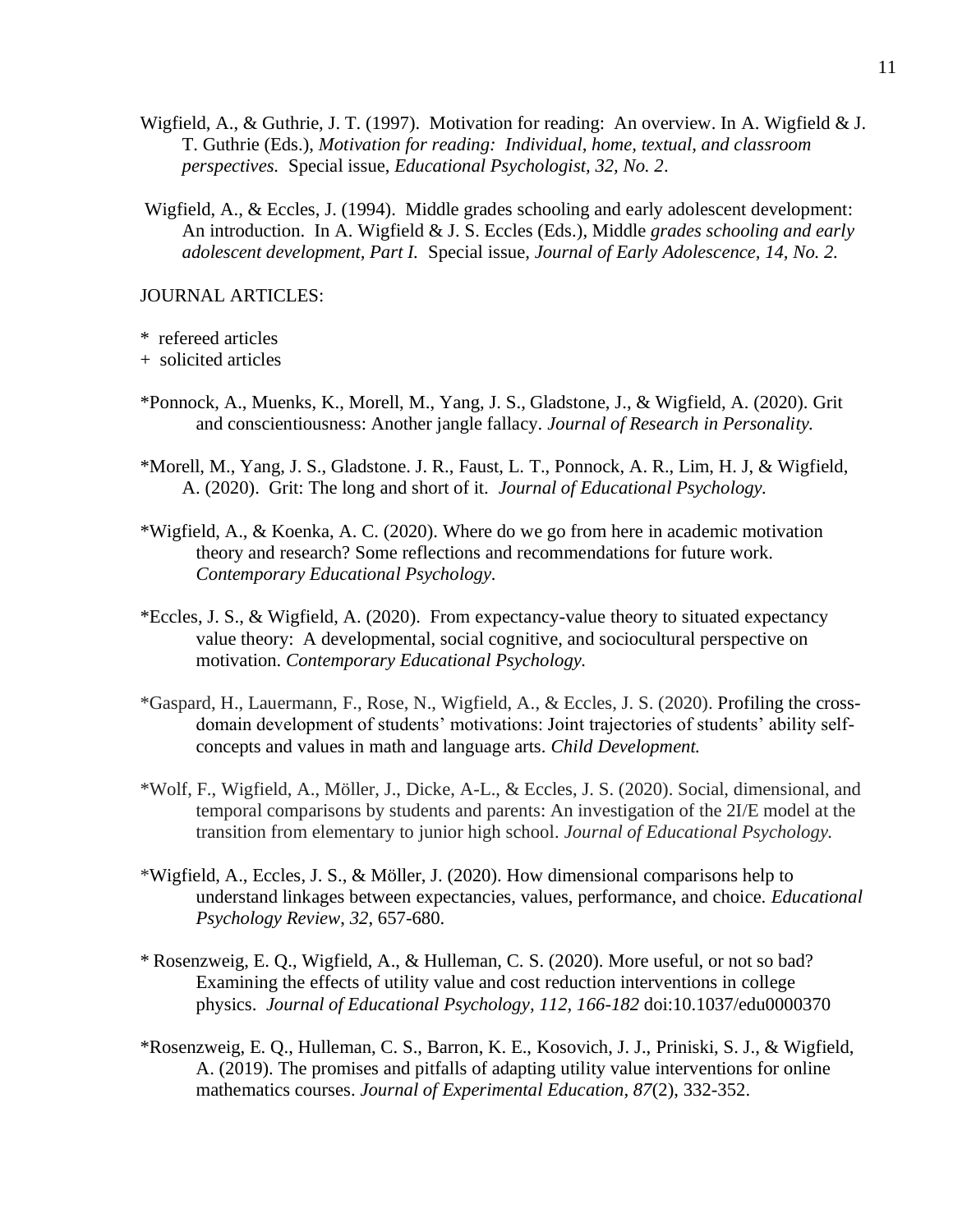Wigfield, A., & Guthrie, J. T. (1997). Motivation for reading: An overview. In A. Wigfield & J. T. Guthrie (Eds.), *Motivation for reading: Individual, home, textual, and classroom perspectives.* Special issue, *Educational Psychologist, 32, No. 2*.

Wigfield, A., & Eccles, J. (1994). Middle grades schooling and early adolescent development: An introduction. In A. Wigfield & J. S. Eccles (Eds.), Middle *grades schooling and early adolescent development, Part I.* Special issue, *Journal of Early Adolescence, 14, No. 2.*

JOURNAL ARTICLES:

\* refereed articles
\+ solicited articles

*Ponnock, A., Muenks, K., Morell, M., Yang, J. S., Gladstone, J., & Wigfield, A. (2020). Grit and conscientiousness: Another jangle fallacy. *Journal of Research in Personality.*

*Morell, M., Yang, J. S., Gladstone. J. R., Faust, L. T., Ponnock, A. R., Lim, H. J, & Wigfield, A. (2020). Grit: The long and short of it. *Journal of Educational Psychology.*

*Wigfield, A., & Koenka, A. C. (2020). Where do we go from here in academic motivation theory and research? Some reflections and recommendations for future work. *Contemporary Educational Psychology.*

*Eccles, J. S., & Wigfield, A. (2020). From expectancy-value theory to situated expectancy value theory: A developmental, social cognitive, and sociocultural perspective on motivation. *Contemporary Educational Psychology.*

*Gaspard, H., Lauermann, F., Rose, N., Wigfield, A., & Eccles, J. S. (2020). Profiling the cross-domain development of students' motivations: Joint trajectories of students' ability self-concepts and values in math and language arts. *Child Development.*

*Wolf, F., Wigfield, A., Möller, J., Dicke, A-L., & Eccles, J. S. (2020). Social, dimensional, and temporal comparisons by students and parents: An investigation of the 2I/E model at the transition from elementary to junior high school. *Journal of Educational Psychology.*

*Wigfield, A., Eccles, J. S., & Möller, J. (2020). How dimensional comparisons help to understand linkages between expectancies, values, performance, and choice. *Educational Psychology Review*, *32*, 657-680.

\* Rosenzweig, E. Q., Wigfield, A., & Hulleman, C. S. (2020). More useful, or not so bad? Examining the effects of utility value and cost reduction interventions in college physics. *Journal of Educational Psychology, 112, 166-182* doi:10.1037/edu0000370

*Rosenzweig, E. Q., Hulleman, C. S., Barron, K. E., Kosovich, J. J., Priniski, S. J., & Wigfield, A. (2019). The promises and pitfalls of adapting utility value interventions for online mathematics courses. *Journal of Experimental Education*, *87*(2), 332-352.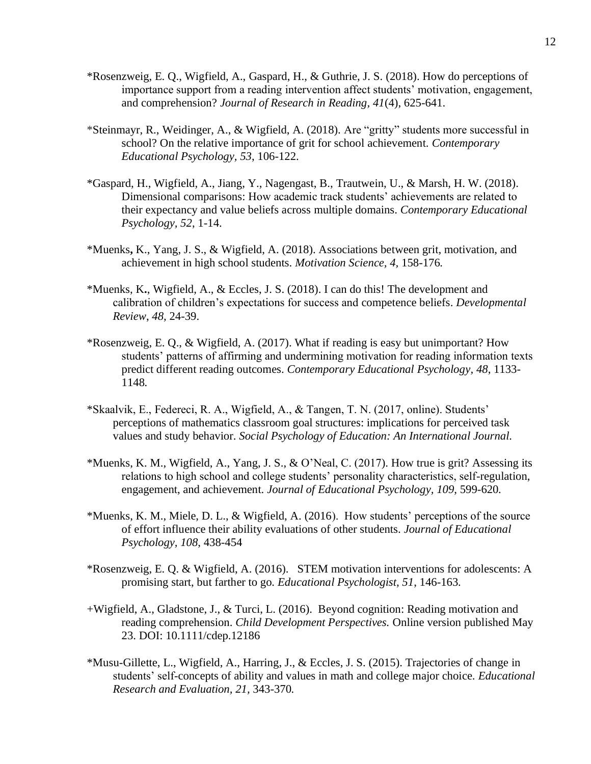*Rosenzweig, E. Q., Wigfield, A., Gaspard, H., & Guthrie, J. S. (2018). How do perceptions of importance support from a reading intervention affect students' motivation, engagement, and comprehension? *Journal of Research in Reading, 41*(4), 625-641.

*Steinmayr, R., Weidinger, A., & Wigfield, A. (2018). Are "gritty" students more successful in school? On the relative importance of grit for school achievement. *Contemporary Educational Psychology, 53*, 106-122.

*Gaspard, H., Wigfield, A., Jiang, Y., Nagengast, B., Trautwein, U., & Marsh, H. W. (2018). Dimensional comparisons: How academic track students' achievements are related to their expectancy and value beliefs across multiple domains. *Contemporary Educational Psychology, 52*, 1-14.

*Muenks, K., Yang, J. S., & Wigfield, A. (2018). Associations between grit, motivation, and achievement in high school students. *Motivation Science, 4,* 158-176*.*

*Muenks, K., Wigfield, A., & Eccles, J. S. (2018). I can do this! The development and calibration of children's expectations for success and competence beliefs. *Developmental Review*, *48*, 24-39.

*Rosenzweig, E. Q., & Wigfield, A. (2017). What if reading is easy but unimportant? How students' patterns of affirming and undermining motivation for reading information texts predict different reading outcomes. *Contemporary Educational Psychology*, *48*, 1133-1148*.*

*Skaalvik, E., Federeci, R. A., Wigfield, A., & Tangen, T. N. (2017, online). Students' perceptions of mathematics classroom goal structures: implications for perceived task values and study behavior. *Social Psychology of Education: An International Journal.*

*Muenks, K. M., Wigfield, A., Yang, J. S., & O'Neal, C. (2017). How true is grit? Assessing its relations to high school and college students' personality characteristics, self-regulation, engagement, and achievement. *Journal of Educational Psychology, 109*, 599-620*.*

*Muenks, K. M., Miele, D. L., & Wigfield, A. (2016). How students' perceptions of the source of effort influence their ability evaluations of other students. *Journal of Educational Psychology*, *108*, 438-454

*Rosenzweig, E. Q. & Wigfield, A. (2016). STEM motivation interventions for adolescents: A promising start, but farther to go*. Educational Psychologist, 51*, 146-163*.*

+Wigfield, A., Gladstone, J., & Turci, L. (2016). Beyond cognition: Reading motivation and reading comprehension. *Child Development Perspectives.* Online version published May 23. DOI: 10.1111/cdep.12186

*Musu-Gillette, L., Wigfield, A., Harring, J., & Eccles, J. S. (2015). Trajectories of change in students' self-concepts of ability and values in math and college major choice*. Educational Research and Evaluation, 21,* 343-370*.*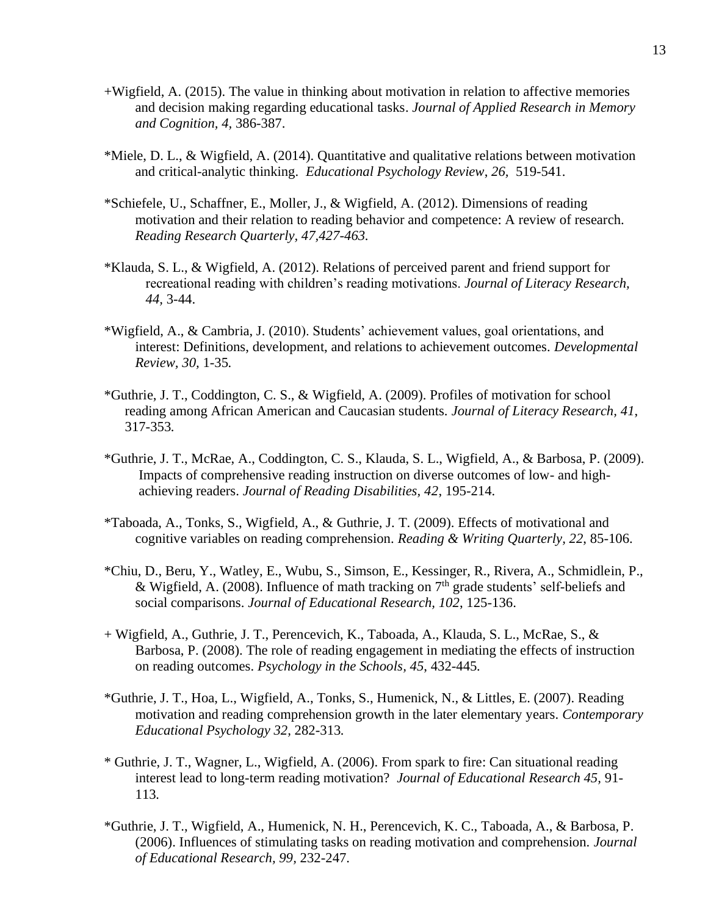+Wigfield, A. (2015). The value in thinking about motivation in relation to affective memories and decision making regarding educational tasks. *Journal of Applied Research in Memory and Cognition*, *4*, 386-387.

*Miele, D. L., & Wigfield, A. (2014). Quantitative and qualitative relations between motivation and critical-analytic thinking. *Educational Psychology Review*, *26*, 519-541.

*Schiefele, U., Schaffner, E., Moller, J., & Wigfield, A. (2012). Dimensions of reading motivation and their relation to reading behavior and competence: A review of research. *Reading Research Quarterly, 47,427-463.*

*Klauda, S. L., & Wigfield, A. (2012). Relations of perceived parent and friend support for recreational reading with children's reading motivations. *Journal of Literacy Research, 44*, 3-44.

*Wigfield, A., & Cambria, J. (2010). Students' achievement values, goal orientations, and interest: Definitions, development, and relations to achievement outcomes. *Developmental Review, 30*, 1-35*.*

*Guthrie, J. T., Coddington, C. S., & Wigfield, A. (2009). Profiles of motivation for school reading among African American and Caucasian students. *Journal of Literacy Research, 41*, 317-353*.*

*Guthrie, J. T., McRae, A., Coddington, C. S., Klauda, S. L., Wigfield, A., & Barbosa, P. (2009). Impacts of comprehensive reading instruction on diverse outcomes of low- and high-achieving readers. *Journal of Reading Disabilities, 42*, 195-214.

*Taboada, A., Tonks, S., Wigfield, A., & Guthrie, J. T. (2009). Effects of motivational and cognitive variables on reading comprehension. *Reading & Writing Quarterly, 22*, 85-106.

*Chiu, D., Beru, Y., Watley, E., Wubu, S., Simson, E., Kessinger, R., Rivera, A., Schmidlein, P., & Wigfield, A. (2008). Influence of math tracking on 7th grade students' self-beliefs and social comparisons. *Journal of Educational Research, 102*, 125-136.

+ Wigfield, A., Guthrie, J. T., Perencevich, K., Taboada, A., Klauda, S. L., McRae, S., & Barbosa, P. (2008). The role of reading engagement in mediating the effects of instruction on reading outcomes. *Psychology in the Schools, 45*, 432-445*.*

*Guthrie, J. T., Hoa, L., Wigfield, A., Tonks, S., Humenick, N., & Littles, E. (2007). Reading motivation and reading comprehension growth in the later elementary years. *Contemporary Educational Psychology 32*, 282-313*.*

* Guthrie, J. T., Wagner, L., Wigfield, A. (2006). From spark to fire: Can situational reading interest lead to long-term reading motivation? *Journal of Educational Research 45*, 91-113*.*

*Guthrie, J. T., Wigfield, A., Humenick, N. H., Perencevich, K. C., Taboada, A., & Barbosa, P. (2006). Influences of stimulating tasks on reading motivation and comprehension. *Journal of Educational Research, 99*, 232-247.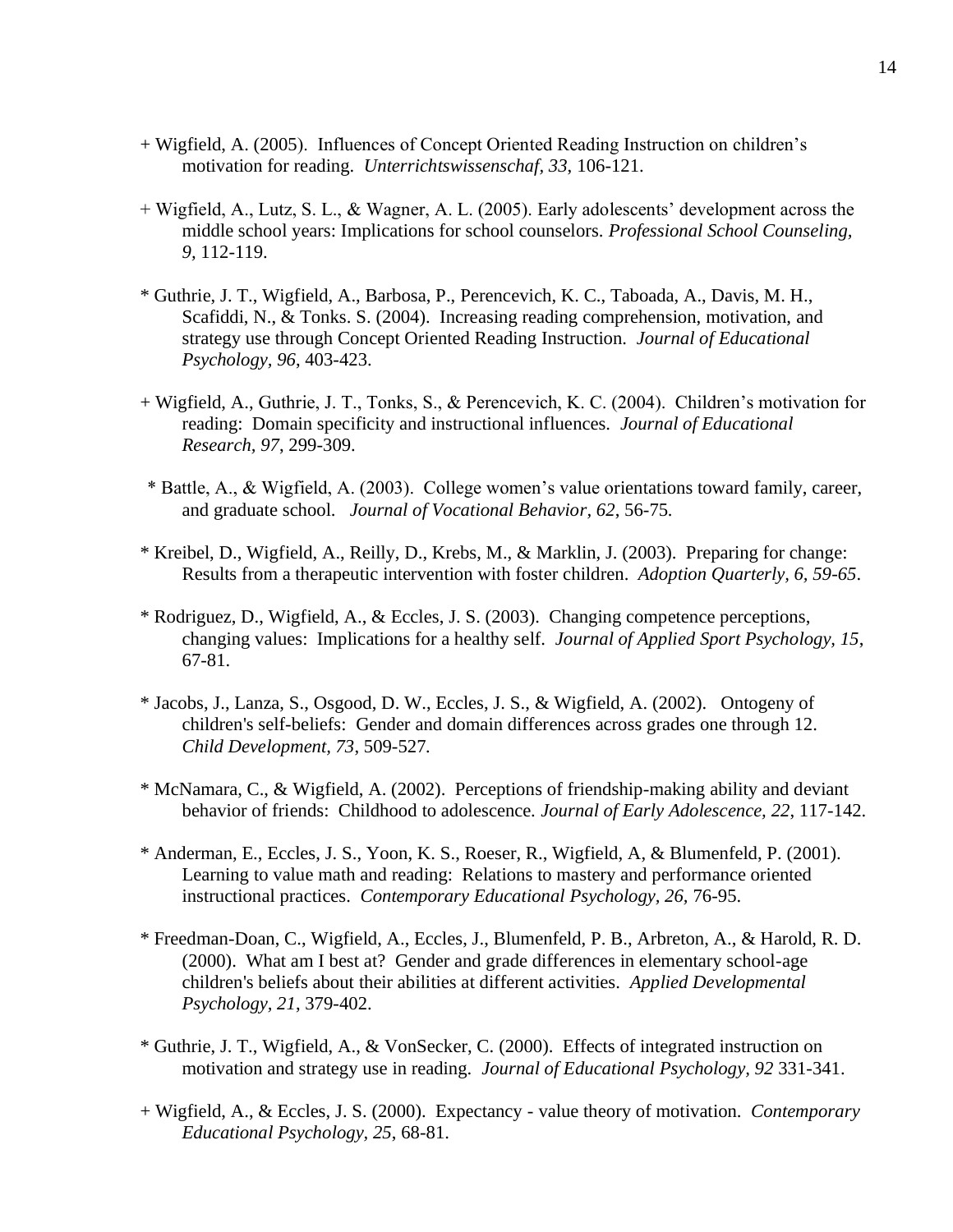+ Wigfield, A. (2005). Influences of Concept Oriented Reading Instruction on children's motivation for reading. *Unterrichtswissenschaf, 33*, 106-121.

+ Wigfield, A., Lutz, S. L., & Wagner, A. L. (2005). Early adolescents' development across the middle school years: Implications for school counselors. *Professional School Counseling, 9,* 112-119.

* Guthrie, J. T., Wigfield, A., Barbosa, P., Perencevich, K. C., Taboada, A., Davis, M. H., Scafiddi, N., & Tonks. S. (2004). Increasing reading comprehension, motivation, and strategy use through Concept Oriented Reading Instruction. *Journal of Educational Psychology, 96*, 403-423.

+ Wigfield, A., Guthrie, J. T., Tonks, S., & Perencevich, K. C. (2004). Children's motivation for reading: Domain specificity and instructional influences. *Journal of Educational Research, 97*, 299-309.

* Battle, A., & Wigfield, A. (2003). College women's value orientations toward family, career, and graduate school. *Journal of Vocational Behavior, 62*, 56-75.

* Kreibel, D., Wigfield, A., Reilly, D., Krebs, M., & Marklin, J. (2003). Preparing for change: Results from a therapeutic intervention with foster children. *Adoption Quarterly, 6, 59-65*.

* Rodriguez, D., Wigfield, A., & Eccles, J. S. (2003). Changing competence perceptions, changing values: Implications for a healthy self. *Journal of Applied Sport Psychology, 15*, 67-81.

* Jacobs, J., Lanza, S., Osgood, D. W., Eccles, J. S., & Wigfield, A. (2002). Ontogeny of children's self-beliefs: Gender and domain differences across grades one through 12. *Child Development, 73*, 509-527.

* McNamara, C., & Wigfield, A. (2002). Perceptions of friendship-making ability and deviant behavior of friends: Childhood to adolescence. *Journal of Early Adolescence, 22,* 117-142.

* Anderman, E., Eccles, J. S., Yoon, K. S., Roeser, R., Wigfield, A, & Blumenfeld, P. (2001). Learning to value math and reading: Relations to mastery and performance oriented instructional practices. *Contemporary Educational Psychology, 26,* 76-95.

* Freedman-Doan, C., Wigfield, A., Eccles, J., Blumenfeld, P. B., Arbreton, A., & Harold, R. D. (2000). What am I best at? Gender and grade differences in elementary school-age children's beliefs about their abilities at different activities. *Applied Developmental Psychology, 21*, 379-402.

* Guthrie, J. T., Wigfield, A., & VonSecker, C. (2000). Effects of integrated instruction on motivation and strategy use in reading. *Journal of Educational Psychology, 92* 331-341.

+ Wigfield, A., & Eccles, J. S. (2000). Expectancy - value theory of motivation. *Contemporary Educational Psychology, 25*, 68-81.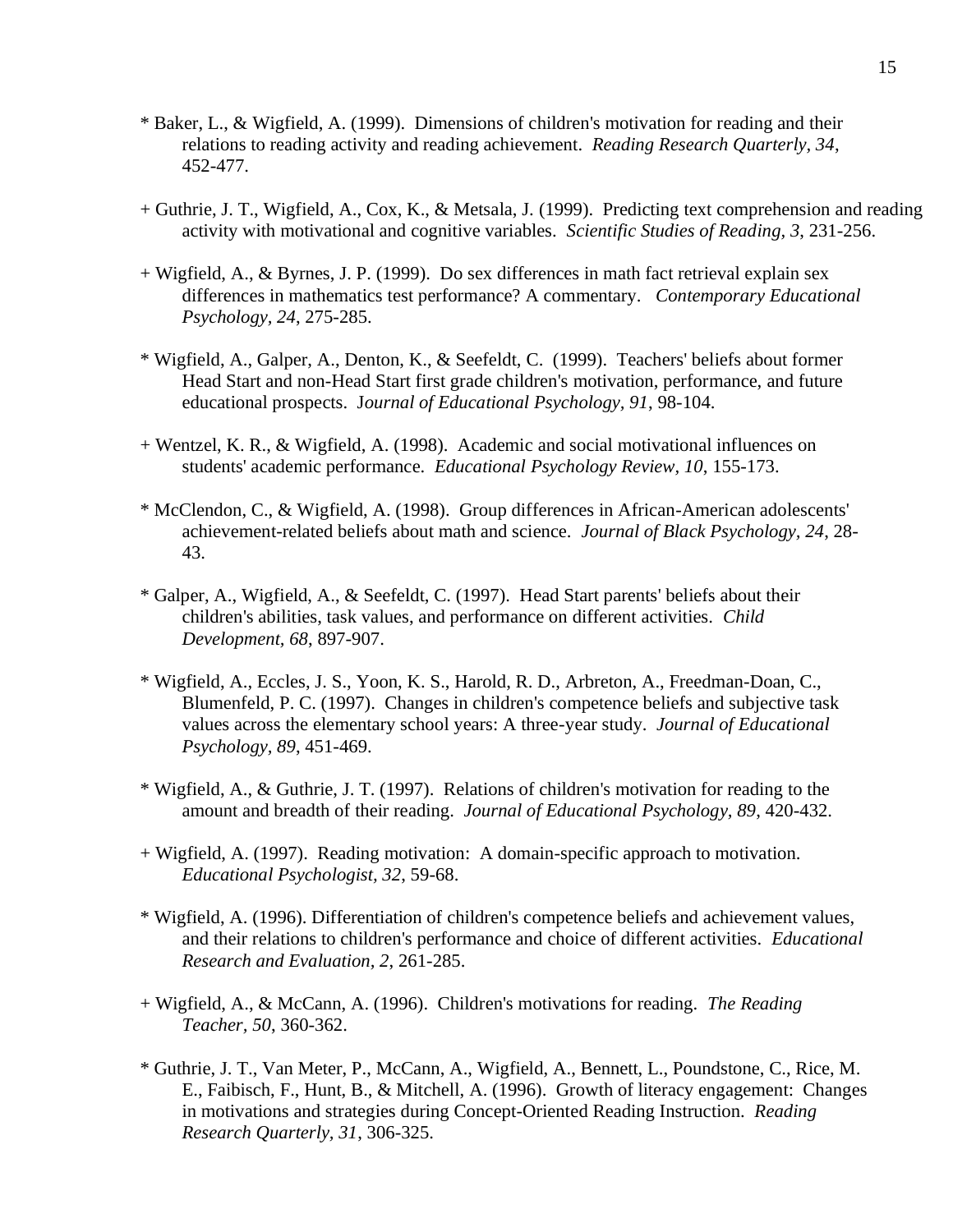* Baker, L., & Wigfield, A. (1999). Dimensions of children's motivation for reading and their relations to reading activity and reading achievement. *Reading Research Quarterly, 34*, 452-477.

+ Guthrie, J. T., Wigfield, A., Cox, K., & Metsala, J. (1999). Predicting text comprehension and reading activity with motivational and cognitive variables. *Scientific Studies of Reading, 3*, 231-256.

+ Wigfield, A., & Byrnes, J. P. (1999). Do sex differences in math fact retrieval explain sex differences in mathematics test performance? A commentary. *Contemporary Educational Psychology, 24*, 275-285.

* Wigfield, A., Galper, A., Denton, K., & Seefeldt, C. (1999). Teachers' beliefs about former Head Start and non-Head Start first grade children's motivation, performance, and future educational prospects. J*ournal of Educational Psychology, 91*, 98-104.

+ Wentzel, K. R., & Wigfield, A. (1998). Academic and social motivational influences on students' academic performance. *Educational Psychology Review, 10*, 155-173.

* McClendon, C., & Wigfield, A. (1998). Group differences in African-American adolescents' achievement-related beliefs about math and science. *Journal of Black Psychology, 24*, 28-43.

* Galper, A., Wigfield, A., & Seefeldt, C. (1997). Head Start parents' beliefs about their children's abilities, task values, and performance on different activities. *Child Development, 68*, 897-907.

* Wigfield, A., Eccles, J. S., Yoon, K. S., Harold, R. D., Arbreton, A., Freedman-Doan, C., Blumenfeld, P. C. (1997). Changes in children's competence beliefs and subjective task values across the elementary school years: A three-year study. *Journal of Educational Psychology, 89*, 451-469.

* Wigfield, A., & Guthrie, J. T. (1997). Relations of children's motivation for reading to the amount and breadth of their reading. *Journal of Educational Psychology, 89*, 420-432.

+ Wigfield, A. (1997). Reading motivation: A domain-specific approach to motivation. *Educational Psychologist, 32*, 59-68.

* Wigfield, A. (1996). Differentiation of children's competence beliefs and achievement values, and their relations to children's performance and choice of different activities. *Educational Research and Evaluation, 2*, 261-285.

+ Wigfield, A., & McCann, A. (1996). Children's motivations for reading. *The Reading Teacher, 50*, 360-362.

* Guthrie, J. T., Van Meter, P., McCann, A., Wigfield, A., Bennett, L., Poundstone, C., Rice, M. E., Faibisch, F., Hunt, B., & Mitchell, A. (1996). Growth of literacy engagement: Changes in motivations and strategies during Concept-Oriented Reading Instruction. *Reading Research Quarterly, 31*, 306-325.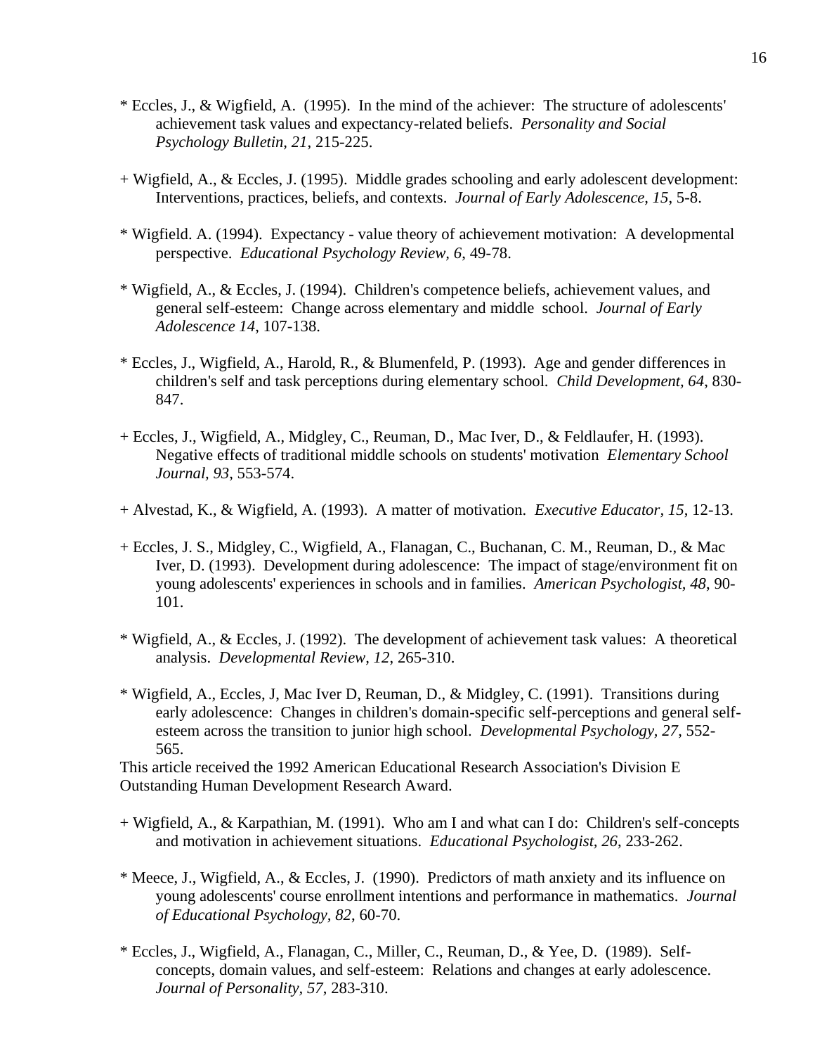* Eccles, J., & Wigfield, A. (1995). In the mind of the achiever: The structure of adolescents' achievement task values and expectancy-related beliefs. *Personality and Social Psychology Bulletin, 21*, 215-225.

+ Wigfield, A., & Eccles, J. (1995). Middle grades schooling and early adolescent development: Interventions, practices, beliefs, and contexts. *Journal of Early Adolescence, 15*, 5-8.

* Wigfield. A. (1994). Expectancy - value theory of achievement motivation: A developmental perspective. *Educational Psychology Review, 6*, 49-78.

* Wigfield, A., & Eccles, J. (1994). Children's competence beliefs, achievement values, and general self-esteem: Change across elementary and middle school. *Journal of Early Adolescence 14*, 107-138.

* Eccles, J., Wigfield, A., Harold, R., & Blumenfeld, P. (1993). Age and gender differences in children's self and task perceptions during elementary school. *Child Development, 64*, 830-847.

+ Eccles, J., Wigfield, A., Midgley, C., Reuman, D., Mac Iver, D., & Feldlaufer, H. (1993). Negative effects of traditional middle schools on students' motivation *Elementary School Journal, 93*, 553-574.

+ Alvestad, K., & Wigfield, A. (1993). A matter of motivation. *Executive Educator, 15*, 12-13.

+ Eccles, J. S., Midgley, C., Wigfield, A., Flanagan, C., Buchanan, C. M., Reuman, D., & Mac Iver, D. (1993). Development during adolescence: The impact of stage/environment fit on young adolescents' experiences in schools and in families. *American Psychologist, 48*, 90-101.

* Wigfield, A., & Eccles, J. (1992). The development of achievement task values: A theoretical analysis. *Developmental Review, 12*, 265-310.

* Wigfield, A., Eccles, J, Mac Iver D, Reuman, D., & Midgley, C. (1991). Transitions during early adolescence: Changes in children's domain-specific self-perceptions and general self-esteem across the transition to junior high school. *Developmental Psychology, 27*, 552-565.

This article received the 1992 American Educational Research Association's Division E Outstanding Human Development Research Award.

+ Wigfield, A., & Karpathian, M. (1991). Who am I and what can I do: Children's self-concepts and motivation in achievement situations. *Educational Psychologist, 26*, 233-262.

* Meece, J., Wigfield, A., & Eccles, J. (1990). Predictors of math anxiety and its influence on young adolescents' course enrollment intentions and performance in mathematics. *Journal of Educational Psychology, 82*, 60-70.

* Eccles, J., Wigfield, A., Flanagan, C., Miller, C., Reuman, D., & Yee, D. (1989). Self-concepts, domain values, and self-esteem: Relations and changes at early adolescence. *Journal of Personality, 57*, 283-310.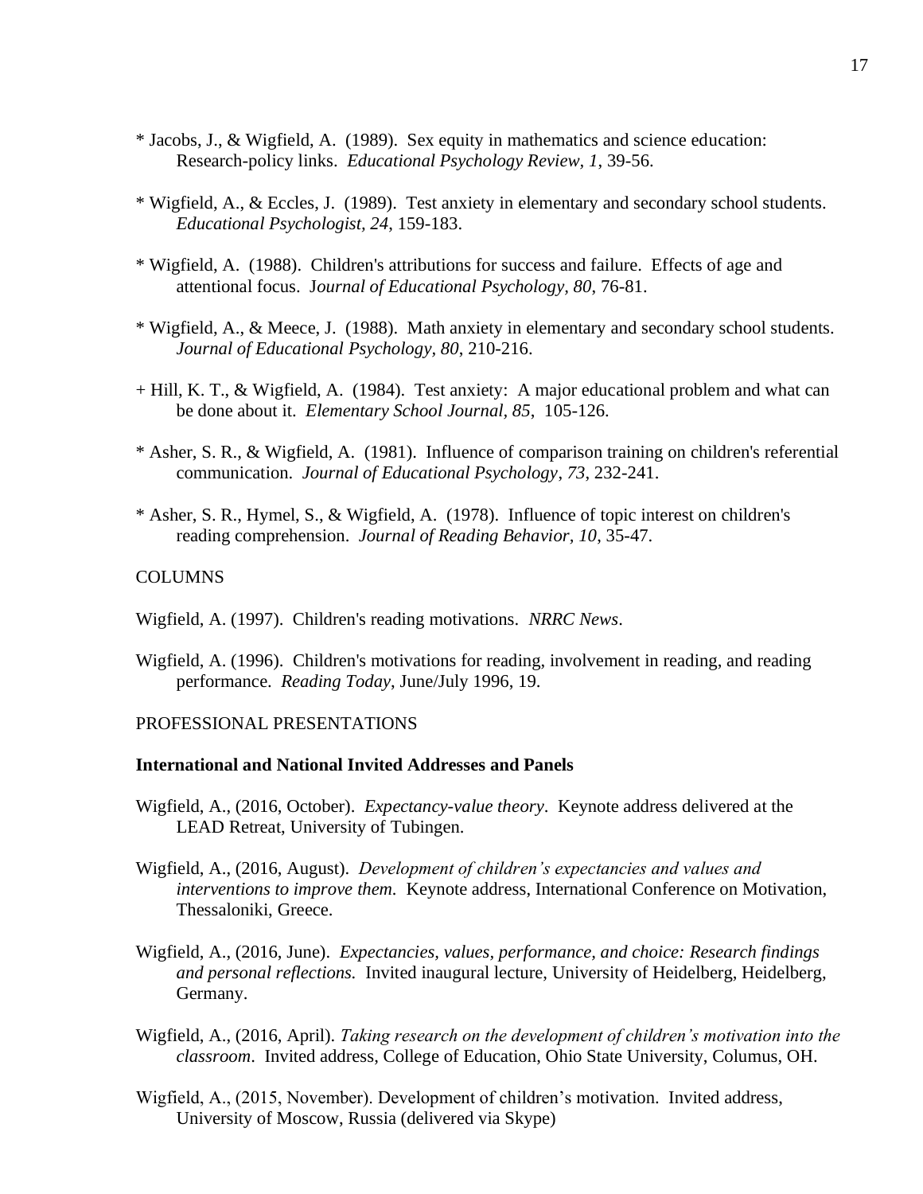* Jacobs, J., & Wigfield, A. (1989). Sex equity in mathematics and science education: Research-policy links. *Educational Psychology Review, 1*, 39-56.

* Wigfield, A., & Eccles, J. (1989). Test anxiety in elementary and secondary school students. *Educational Psychologist, 24*, 159-183.

* Wigfield, A. (1988). Children's attributions for success and failure. Effects of age and attentional focus. J*ournal of Educational Psychology, 80*, 76-81.

* Wigfield, A., & Meece, J. (1988). Math anxiety in elementary and secondary school students. *Journal of Educational Psychology, 80*, 210-216.

+ Hill, K. T., & Wigfield, A. (1984). Test anxiety: A major educational problem and what can be done about it. *Elementary School Journal, 85*, 105-126.

* Asher, S. R., & Wigfield, A. (1981). Influence of comparison training on children's referential communication. *Journal of Educational Psychology*, *73*, 232-241.

* Asher, S. R., Hymel, S., & Wigfield, A. (1978). Influence of topic interest on children's reading comprehension. *Journal of Reading Behavior*, *10*, 35-47.

COLUMNS

Wigfield, A. (1997). Children's reading motivations. *NRRC News*.

Wigfield, A. (1996). Children's motivations for reading, involvement in reading, and reading performance. *Reading Today*, June/July 1996, 19.

PROFESSIONAL PRESENTATIONS

**International and National Invited Addresses and Panels**

Wigfield, A., (2016, October). *Expectancy-value theory*. Keynote address delivered at the LEAD Retreat, University of Tubingen.

Wigfield, A., (2016, August). *Development of children's expectancies and values and interventions to improve them.* Keynote address, International Conference on Motivation, Thessaloniki, Greece.

Wigfield, A., (2016, June). *Expectancies, values, performance, and choice: Research findings and personal reflections.* Invited inaugural lecture, University of Heidelberg, Heidelberg, Germany.

Wigfield, A., (2016, April). *Taking research on the development of children's motivation into the classroom*. Invited address, College of Education, Ohio State University, Columus, OH.

Wigfield, A., (2015, November). Development of children's motivation. Invited address, University of Moscow, Russia (delivered via Skype)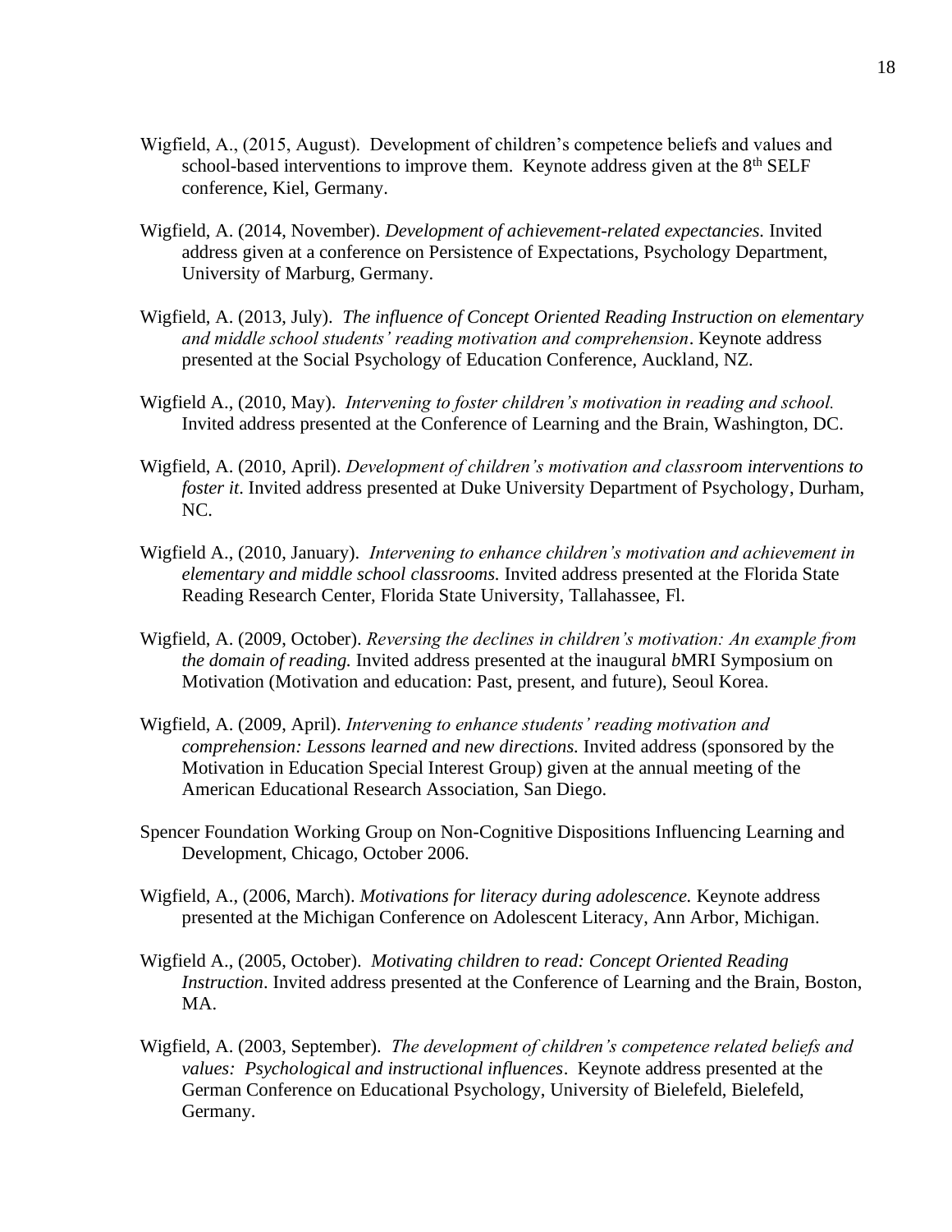Wigfield, A., (2015, August). Development of children's competence beliefs and values and school-based interventions to improve them. Keynote address given at the 8th SELF conference, Kiel, Germany.

Wigfield, A. (2014, November). *Development of achievement-related expectancies.* Invited address given at a conference on Persistence of Expectations, Psychology Department, University of Marburg, Germany.

Wigfield, A. (2013, July). *The influence of Concept Oriented Reading Instruction on elementary and middle school students' reading motivation and comprehension*. Keynote address presented at the Social Psychology of Education Conference, Auckland, NZ.

Wigfield A., (2010, May). *Intervening to foster children's motivation in reading and school.* Invited address presented at the Conference of Learning and the Brain, Washington, DC.

Wigfield, A. (2010, April). *Development of children's motivation and classroom interventions to foster it*. Invited address presented at Duke University Department of Psychology, Durham, NC.

Wigfield A., (2010, January). *Intervening to enhance children's motivation and achievement in elementary and middle school classrooms.* Invited address presented at the Florida State Reading Research Center, Florida State University, Tallahassee, Fl.

Wigfield, A. (2009, October). *Reversing the declines in children's motivation: An example from the domain of reading.* Invited address presented at the inaugural *b*MRI Symposium on Motivation (Motivation and education: Past, present, and future), Seoul Korea.

Wigfield, A. (2009, April). *Intervening to enhance students' reading motivation and comprehension: Lessons learned and new directions.* Invited address (sponsored by the Motivation in Education Special Interest Group) given at the annual meeting of the American Educational Research Association, San Diego.

Spencer Foundation Working Group on Non-Cognitive Dispositions Influencing Learning and Development, Chicago, October 2006.

Wigfield, A., (2006, March). *Motivations for literacy during adolescence.* Keynote address presented at the Michigan Conference on Adolescent Literacy, Ann Arbor, Michigan.

Wigfield A., (2005, October). *Motivating children to read: Concept Oriented Reading Instruction*. Invited address presented at the Conference of Learning and the Brain, Boston, MA.

Wigfield, A. (2003, September). *The development of children's competence related beliefs and values: Psychological and instructional influences*. Keynote address presented at the German Conference on Educational Psychology, University of Bielefeld, Bielefeld, Germany.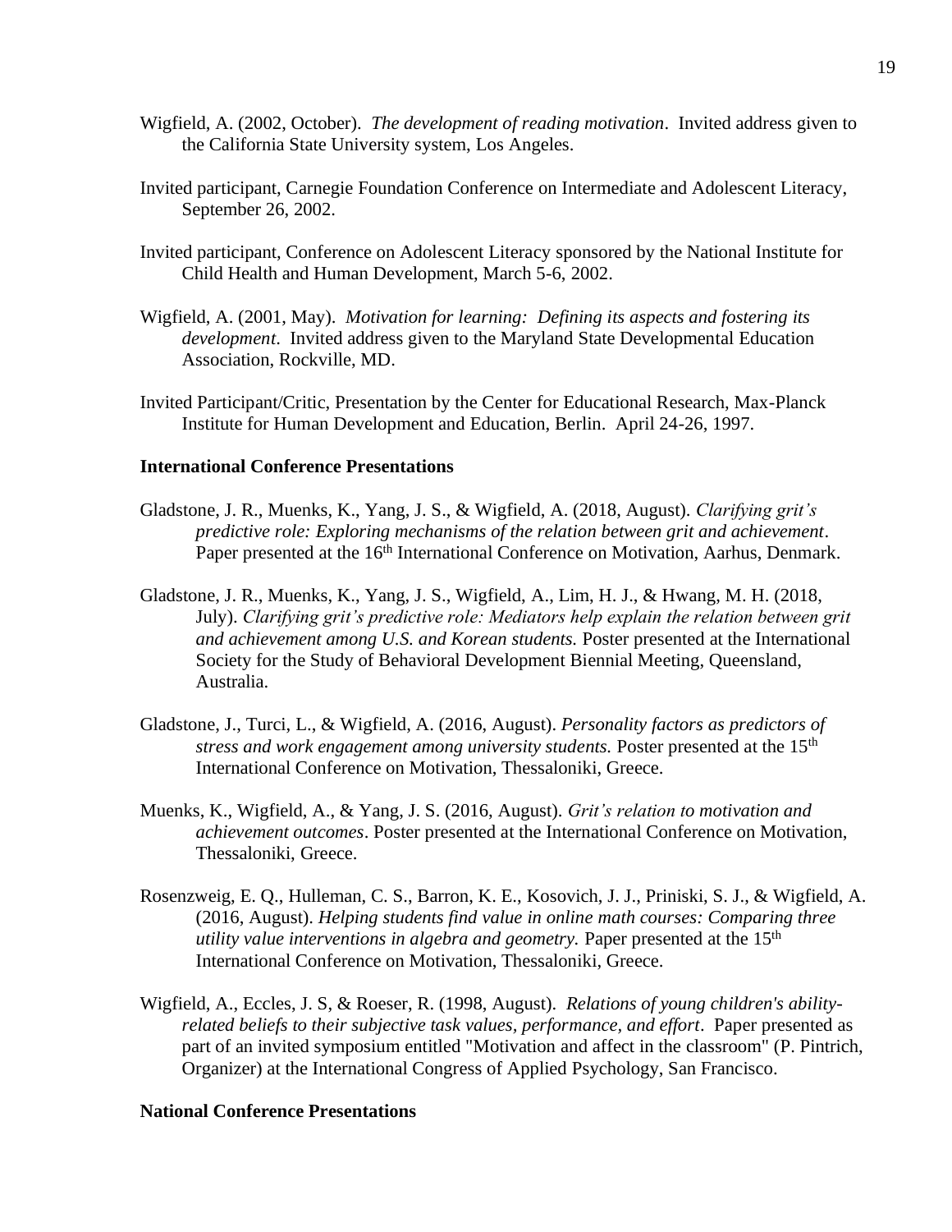Wigfield, A. (2002, October). *The development of reading motivation*. Invited address given to the California State University system, Los Angeles.

Invited participant, Carnegie Foundation Conference on Intermediate and Adolescent Literacy, September 26, 2002.

Invited participant, Conference on Adolescent Literacy sponsored by the National Institute for Child Health and Human Development, March 5-6, 2002.

Wigfield, A. (2001, May). *Motivation for learning: Defining its aspects and fostering its development*. Invited address given to the Maryland State Developmental Education Association, Rockville, MD.

Invited Participant/Critic, Presentation by the Center for Educational Research, Max-Planck Institute for Human Development and Education, Berlin. April 24-26, 1997.

**International Conference Presentations**

Gladstone, J. R., Muenks, K., Yang, J. S., & Wigfield, A. (2018, August). *Clarifying grit's predictive role: Exploring mechanisms of the relation between grit and achievement*. Paper presented at the 16th International Conference on Motivation, Aarhus, Denmark.

Gladstone, J. R., Muenks, K., Yang, J. S., Wigfield, A., Lim, H. J., & Hwang, M. H. (2018, July). *Clarifying grit's predictive role: Mediators help explain the relation between grit and achievement among U.S. and Korean students.* Poster presented at the International Society for the Study of Behavioral Development Biennial Meeting, Queensland, Australia.

Gladstone, J., Turci, L., & Wigfield, A. (2016, August). *Personality factors as predictors of stress and work engagement among university students.* Poster presented at the 15th International Conference on Motivation, Thessaloniki, Greece.

Muenks, K., Wigfield, A., & Yang, J. S. (2016, August). *Grit's relation to motivation and achievement outcomes*. Poster presented at the International Conference on Motivation, Thessaloniki, Greece.

Rosenzweig, E. Q., Hulleman, C. S., Barron, K. E., Kosovich, J. J., Priniski, S. J., & Wigfield, A. (2016, August). *Helping students find value in online math courses: Comparing three utility value interventions in algebra and geometry.* Paper presented at the 15th International Conference on Motivation, Thessaloniki, Greece.

Wigfield, A., Eccles, J. S, & Roeser, R. (1998, August). *Relations of young children's ability-related beliefs to their subjective task values, performance, and effort*. Paper presented as part of an invited symposium entitled "Motivation and affect in the classroom" (P. Pintrich, Organizer) at the International Congress of Applied Psychology, San Francisco.

**National Conference Presentations**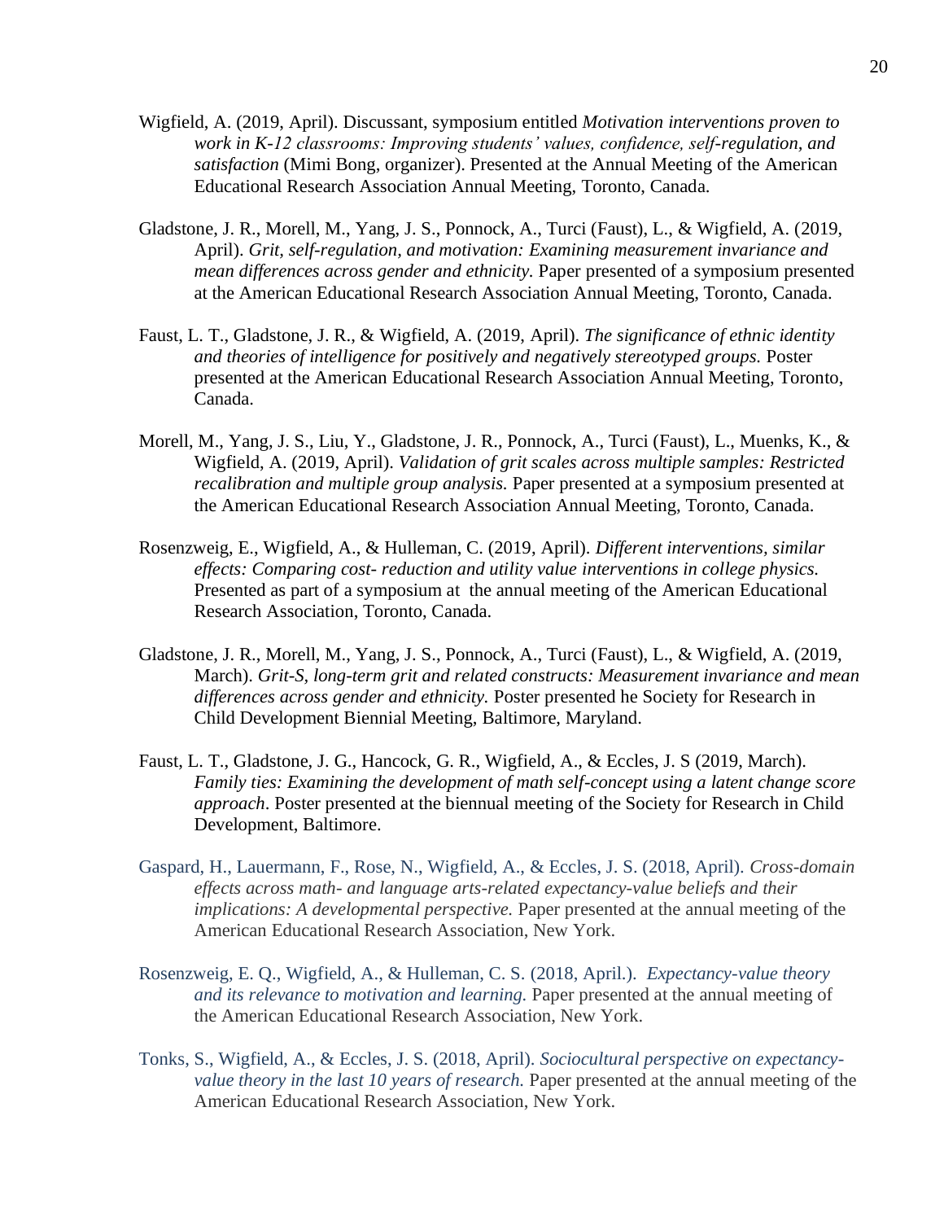Wigfield, A. (2019, April). Discussant, symposium entitled *Motivation interventions proven to work in K-12 classrooms: Improving students' values, confidence, self-regulation, and satisfaction* (Mimi Bong, organizer). Presented at the Annual Meeting of the American Educational Research Association Annual Meeting, Toronto, Canada.

Gladstone, J. R., Morell, M., Yang, J. S., Ponnock, A., Turci (Faust), L., & Wigfield, A. (2019, April). *Grit, self-regulation, and motivation: Examining measurement invariance and mean differences across gender and ethnicity.* Paper presented of a symposium presented at the American Educational Research Association Annual Meeting, Toronto, Canada.

Faust, L. T., Gladstone, J. R., & Wigfield, A. (2019, April). *The significance of ethnic identity and theories of intelligence for positively and negatively stereotyped groups.* Poster presented at the American Educational Research Association Annual Meeting, Toronto, Canada.

Morell, M., Yang, J. S., Liu, Y., Gladstone, J. R., Ponnock, A., Turci (Faust), L., Muenks, K., & Wigfield, A. (2019, April). *Validation of grit scales across multiple samples: Restricted recalibration and multiple group analysis.* Paper presented at a symposium presented at the American Educational Research Association Annual Meeting, Toronto, Canada.

Rosenzweig, E., Wigfield, A., & Hulleman, C. (2019, April). *Different interventions, similar effects: Comparing cost- reduction and utility value interventions in college physics.* Presented as part of a symposium at the annual meeting of the American Educational Research Association, Toronto, Canada.

Gladstone, J. R., Morell, M., Yang, J. S., Ponnock, A., Turci (Faust), L., & Wigfield, A. (2019, March). *Grit-S, long-term grit and related constructs: Measurement invariance and mean differences across gender and ethnicity.* Poster presented he Society for Research in Child Development Biennial Meeting, Baltimore, Maryland.

Faust, L. T., Gladstone, J. G., Hancock, G. R., Wigfield, A., & Eccles, J. S (2019, March). *Family ties: Examining the development of math self-concept using a latent change score approach*. Poster presented at the biennual meeting of the Society for Research in Child Development, Baltimore.

Gaspard, H., Lauermann, F., Rose, N., Wigfield, A., & Eccles, J. S. (2018, April). *Cross-domain effects across math- and language arts-related expectancy-value beliefs and their implications: A developmental perspective.* Paper presented at the annual meeting of the American Educational Research Association, New York.

Rosenzweig, E. Q., Wigfield, A., & Hulleman, C. S. (2018, April.). *Expectancy-value theory and its relevance to motivation and learning.* Paper presented at the annual meeting of the American Educational Research Association, New York.

Tonks, S., Wigfield, A., & Eccles, J. S. (2018, April). *Sociocultural perspective on expectancy-value theory in the last 10 years of research.* Paper presented at the annual meeting of the American Educational Research Association, New York.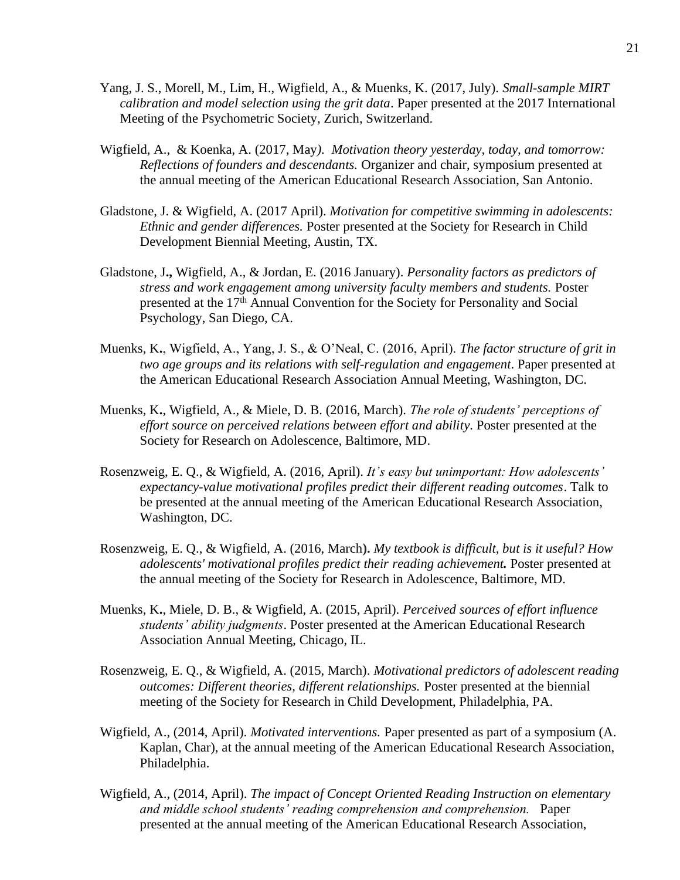Yang, J. S., Morell, M., Lim, H., Wigfield, A., & Muenks, K. (2017, July). *Small-sample MIRT calibration and model selection using the grit data*. Paper presented at the 2017 International Meeting of the Psychometric Society, Zurich, Switzerland.

Wigfield, A., & Koenka, A. (2017, May*). Motivation theory yesterday, today, and tomorrow: Reflections of founders and descendants.* Organizer and chair, symposium presented at the annual meeting of the American Educational Research Association, San Antonio.

Gladstone, J. & Wigfield, A. (2017 April). *Motivation for competitive swimming in adolescents: Ethnic and gender differences.* Poster presented at the Society for Research in Child Development Biennial Meeting, Austin, TX.

Gladstone, J**.,** Wigfield, A., & Jordan, E. (2016 January). *Personality factors as predictors of stress and work engagement among university faculty members and students.* Poster presented at the 17th Annual Convention for the Society for Personality and Social Psychology, San Diego, CA.

Muenks, K**.**, Wigfield, A., Yang, J. S., & O'Neal, C. (2016, April). *The factor structure of grit in two age groups and its relations with self-regulation and engagement*. Paper presented at the American Educational Research Association Annual Meeting, Washington, DC.

Muenks, K**.**, Wigfield, A., & Miele, D. B. (2016, March). *The role of students' perceptions of effort source on perceived relations between effort and ability*. Poster presented at the Society for Research on Adolescence, Baltimore, MD.

Rosenzweig, E. Q., & Wigfield, A. (2016, April). *It's easy but unimportant: How adolescents' expectancy-value motivational profiles predict their different reading outcomes*. Talk to be presented at the annual meeting of the American Educational Research Association, Washington, DC.

Rosenzweig, E. Q., & Wigfield, A. (2016, March**).** *My textbook is difficult, but is it useful? How adolescents' motivational profiles predict their reading achievement***.** Poster presented at the annual meeting of the Society for Research in Adolescence, Baltimore, MD.

Muenks, K**.**, Miele, D. B., & Wigfield, A. (2015, April). *Perceived sources of effort influence students' ability judgments*. Poster presented at the American Educational Research Association Annual Meeting, Chicago, IL.

Rosenzweig, E. Q., & Wigfield, A. (2015, March). *Motivational predictors of adolescent reading outcomes: Different theories, different relationships.* Poster presented at the biennial meeting of the Society for Research in Child Development, Philadelphia, PA.

Wigfield, A., (2014, April). *Motivated interventions.* Paper presented as part of a symposium (A. Kaplan, Char), at the annual meeting of the American Educational Research Association, Philadelphia.

Wigfield, A., (2014, April). *The impact of Concept Oriented Reading Instruction on elementary and middle school students' reading comprehension and comprehension.* Paper presented at the annual meeting of the American Educational Research Association,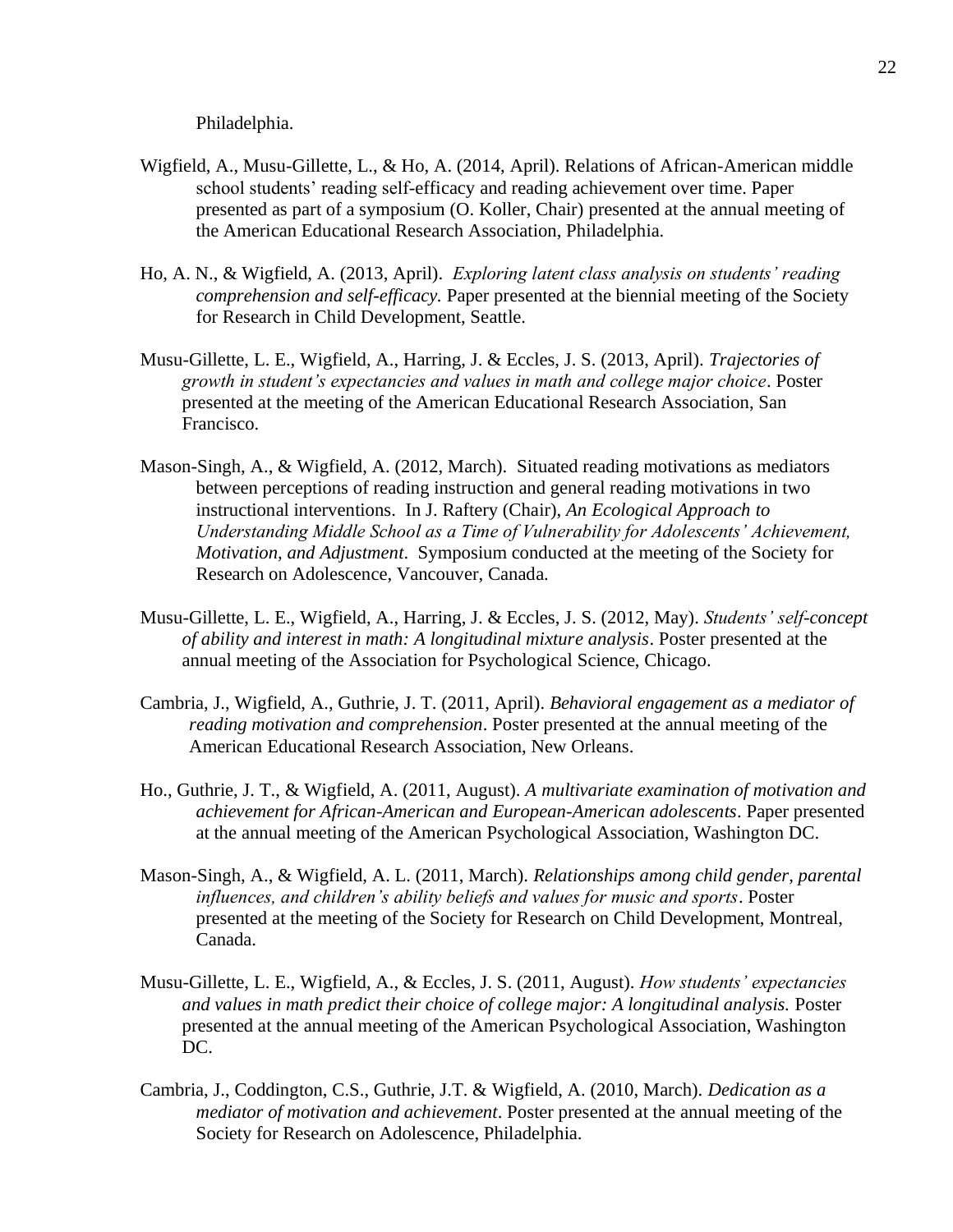Philadelphia.

Wigfield, A., Musu-Gillette, L., & Ho, A. (2014, April). Relations of African-American middle school students' reading self-efficacy and reading achievement over time. Paper presented as part of a symposium (O. Koller, Chair) presented at the annual meeting of the American Educational Research Association, Philadelphia.

Ho, A. N., & Wigfield, A. (2013, April). *Exploring latent class analysis on students' reading comprehension and self-efficacy.* Paper presented at the biennial meeting of the Society for Research in Child Development, Seattle.

Musu-Gillette, L. E., Wigfield, A., Harring, J. & Eccles, J. S. (2013, April). *Trajectories of growth in student's expectancies and values in math and college major choice*. Poster presented at the meeting of the American Educational Research Association, San Francisco.

Mason-Singh, A., & Wigfield, A. (2012, March). Situated reading motivations as mediators between perceptions of reading instruction and general reading motivations in two instructional interventions. In J. Raftery (Chair), *An Ecological Approach to Understanding Middle School as a Time of Vulnerability for Adolescents' Achievement, Motivation, and Adjustment*. Symposium conducted at the meeting of the Society for Research on Adolescence, Vancouver, Canada.

Musu-Gillette, L. E., Wigfield, A., Harring, J. & Eccles, J. S. (2012, May). *Students' self-concept of ability and interest in math: A longitudinal mixture analysis*. Poster presented at the annual meeting of the Association for Psychological Science, Chicago.

Cambria, J., Wigfield, A., Guthrie, J. T. (2011, April). *Behavioral engagement as a mediator of reading motivation and comprehension*. Poster presented at the annual meeting of the American Educational Research Association, New Orleans.

Ho., Guthrie, J. T., & Wigfield, A. (2011, August). *A multivariate examination of motivation and achievement for African-American and European-American adolescents*. Paper presented at the annual meeting of the American Psychological Association, Washington DC.

Mason-Singh, A., & Wigfield, A. L. (2011, March). *Relationships among child gender, parental influences, and children's ability beliefs and values for music and sports*. Poster presented at the meeting of the Society for Research on Child Development, Montreal, Canada.

Musu-Gillette, L. E., Wigfield, A., & Eccles, J. S. (2011, August). *How students' expectancies and values in math predict their choice of college major: A longitudinal analysis.* Poster presented at the annual meeting of the American Psychological Association, Washington DC.

Cambria, J., Coddington, C.S., Guthrie, J.T. & Wigfield, A. (2010, March). *Dedication as a mediator of motivation and achievement*. Poster presented at the annual meeting of the Society for Research on Adolescence, Philadelphia.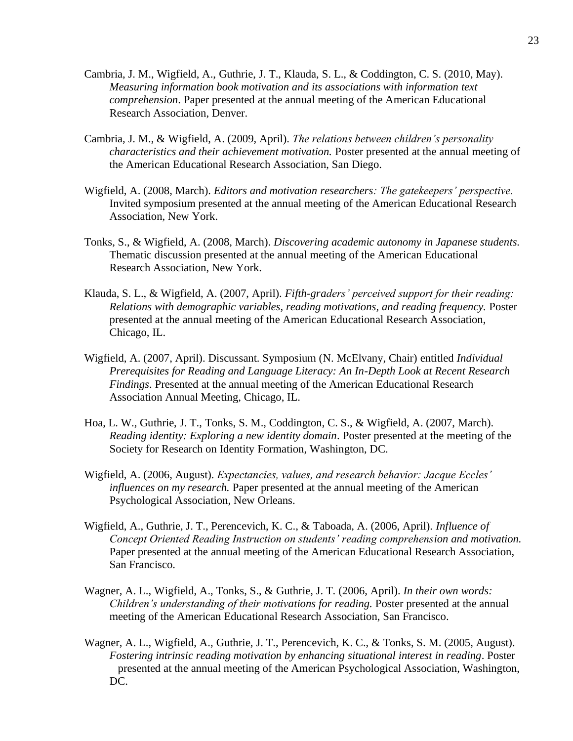Cambria, J. M., Wigfield, A., Guthrie, J. T., Klauda, S. L., & Coddington, C. S. (2010, May). *Measuring information book motivation and its associations with information text comprehension*. Paper presented at the annual meeting of the American Educational Research Association, Denver.

Cambria, J. M., & Wigfield, A. (2009, April). *The relations between children's personality characteristics and their achievement motivation.* Poster presented at the annual meeting of the American Educational Research Association, San Diego.

Wigfield, A. (2008, March). *Editors and motivation researchers: The gatekeepers' perspective.* Invited symposium presented at the annual meeting of the American Educational Research Association, New York.

Tonks, S., & Wigfield, A. (2008, March). *Discovering academic autonomy in Japanese students.* Thematic discussion presented at the annual meeting of the American Educational Research Association, New York.

Klauda, S. L., & Wigfield, A. (2007, April). *Fifth-graders' perceived support for their reading: Relations with demographic variables, reading motivations, and reading frequency.* Poster presented at the annual meeting of the American Educational Research Association, Chicago, IL.

Wigfield, A. (2007, April). Discussant. Symposium (N. McElvany, Chair) entitled *Individual Prerequisites for Reading and Language Literacy: An In-Depth Look at Recent Research Findings*. Presented at the annual meeting of the American Educational Research Association Annual Meeting, Chicago, IL.

Hoa, L. W., Guthrie, J. T., Tonks, S. M., Coddington, C. S., & Wigfield, A. (2007, March). *Reading identity: Exploring a new identity domain*. Poster presented at the meeting of the Society for Research on Identity Formation, Washington, DC.

Wigfield, A. (2006, August). *Expectancies, values, and research behavior: Jacque Eccles' influences on my research.* Paper presented at the annual meeting of the American Psychological Association, New Orleans.

Wigfield, A., Guthrie, J. T., Perencevich, K. C., & Taboada, A. (2006, April). *Influence of Concept Oriented Reading Instruction on students' reading comprehension and motivation.* Paper presented at the annual meeting of the American Educational Research Association, San Francisco.

Wagner, A. L., Wigfield, A., Tonks, S., & Guthrie, J. T. (2006, April). *In their own words: Children's understanding of their motivations for reading.* Poster presented at the annual meeting of the American Educational Research Association, San Francisco.

Wagner, A. L., Wigfield, A., Guthrie, J. T., Perencevich, K. C., & Tonks, S. M. (2005, August). *Fostering intrinsic reading motivation by enhancing situational interest in reading*. Poster presented at the annual meeting of the American Psychological Association, Washington, DC.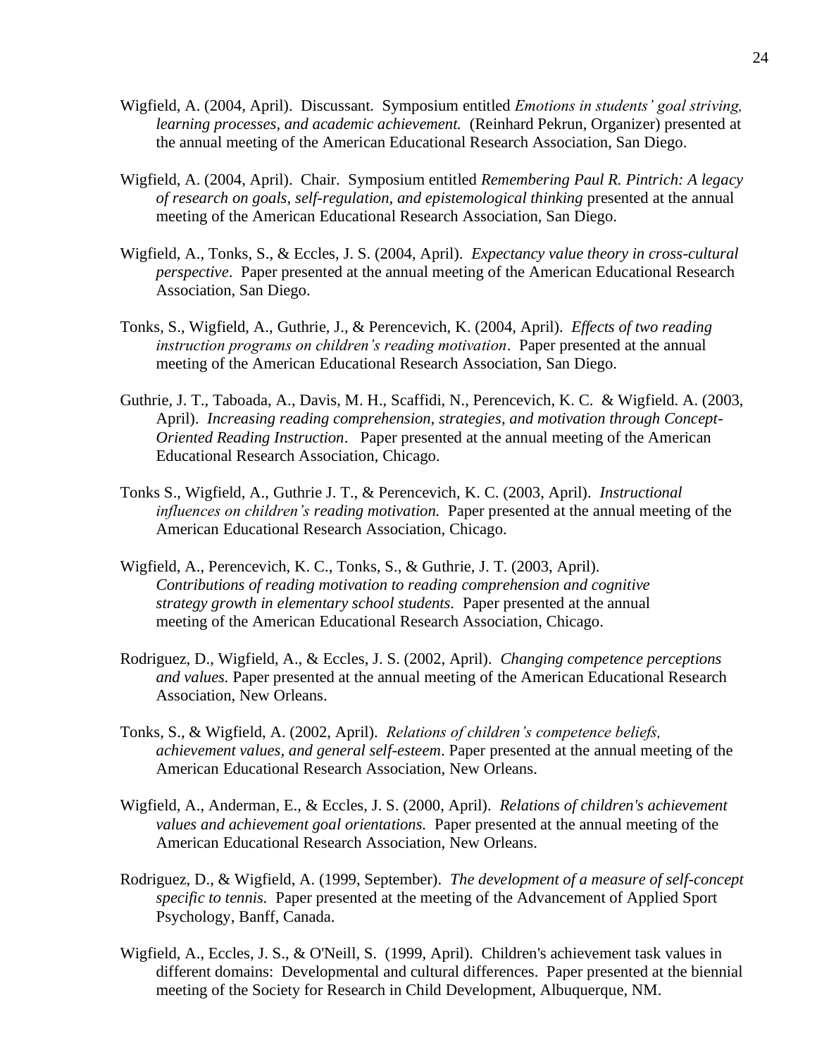Wigfield, A. (2004, April). Discussant. Symposium entitled *Emotions in students' goal striving, learning processes, and academic achievement.* (Reinhard Pekrun, Organizer) presented at the annual meeting of the American Educational Research Association, San Diego.

Wigfield, A. (2004, April). Chair. Symposium entitled *Remembering Paul R. Pintrich: A legacy of research on goals, self-regulation, and epistemological thinking* presented at the annual meeting of the American Educational Research Association, San Diego.

Wigfield, A., Tonks, S., & Eccles, J. S. (2004, April). *Expectancy value theory in cross-cultural perspective*. Paper presented at the annual meeting of the American Educational Research Association, San Diego.

Tonks, S., Wigfield, A., Guthrie, J., & Perencevich, K. (2004, April). *Effects of two reading instruction programs on children's reading motivation*. Paper presented at the annual meeting of the American Educational Research Association, San Diego.

Guthrie, J. T., Taboada, A., Davis, M. H., Scaffidi, N., Perencevich, K. C. & Wigfield. A. (2003, April). *Increasing reading comprehension, strategies, and motivation through Concept-Oriented Reading Instruction*. Paper presented at the annual meeting of the American Educational Research Association, Chicago.

Tonks S., Wigfield, A., Guthrie J. T., & Perencevich, K. C. (2003, April). *Instructional influences on children's reading motivation.* Paper presented at the annual meeting of the American Educational Research Association, Chicago.

Wigfield, A., Perencevich, K. C., Tonks, S., & Guthrie, J. T. (2003, April). *Contributions of reading motivation to reading comprehension and cognitive strategy growth in elementary school students.* Paper presented at the annual meeting of the American Educational Research Association, Chicago.

Rodriguez, D., Wigfield, A., & Eccles, J. S. (2002, April). *Changing competence perceptions and values.* Paper presented at the annual meeting of the American Educational Research Association, New Orleans.

Tonks, S., & Wigfield, A. (2002, April). *Relations of children's competence beliefs, achievement values, and general self-esteem*. Paper presented at the annual meeting of the American Educational Research Association, New Orleans.

Wigfield, A., Anderman, E., & Eccles, J. S. (2000, April). *Relations of children's achievement values and achievement goal orientations.* Paper presented at the annual meeting of the American Educational Research Association, New Orleans.

Rodriguez, D., & Wigfield, A. (1999, September). *The development of a measure of self-concept specific to tennis.* Paper presented at the meeting of the Advancement of Applied Sport Psychology, Banff, Canada.

Wigfield, A., Eccles, J. S., & O'Neill, S. (1999, April). Children's achievement task values in different domains: Developmental and cultural differences. Paper presented at the biennial meeting of the Society for Research in Child Development, Albuquerque, NM.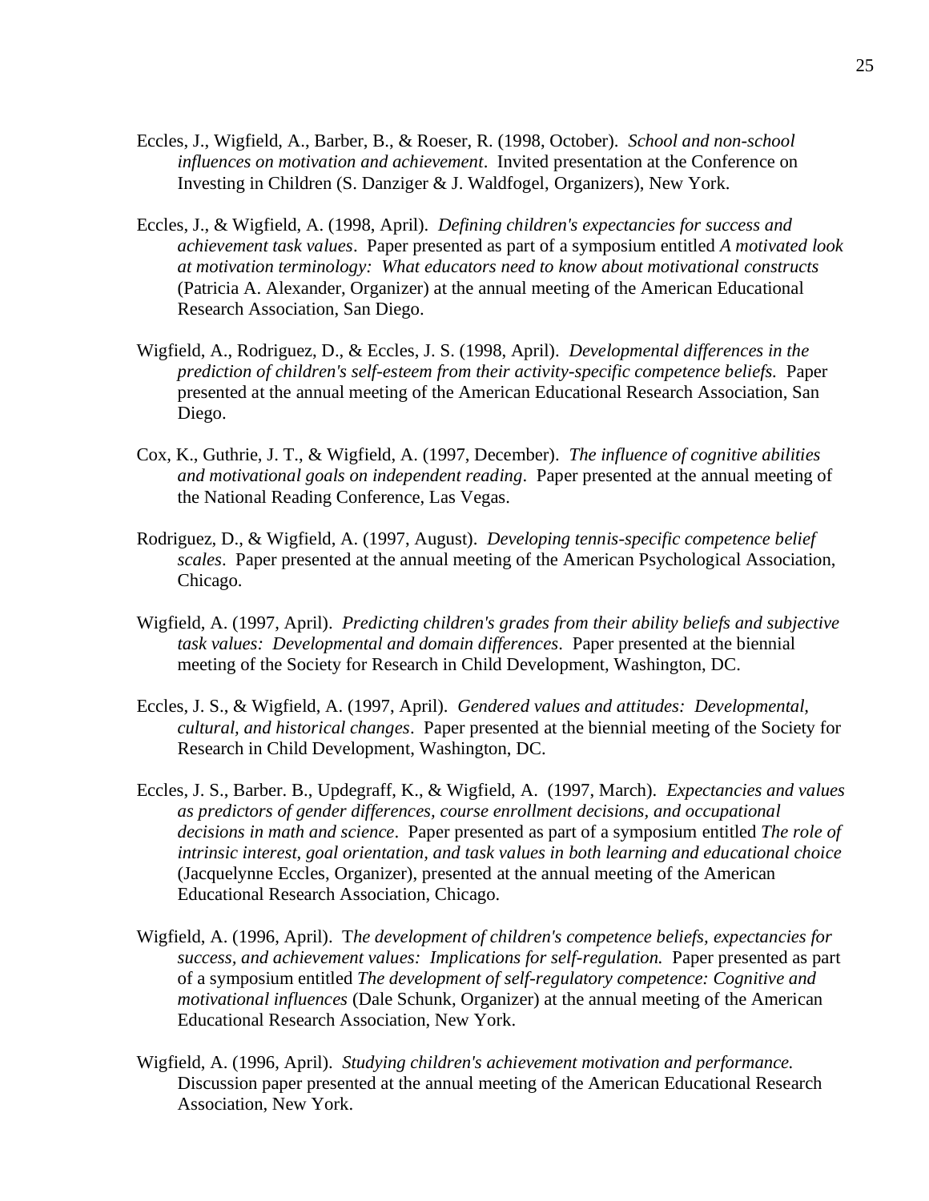Eccles, J., Wigfield, A., Barber, B., & Roeser, R. (1998, October). *School and non-school influences on motivation and achievement*. Invited presentation at the Conference on Investing in Children (S. Danziger & J. Waldfogel, Organizers), New York.

Eccles, J., & Wigfield, A. (1998, April). *Defining children's expectancies for success and achievement task values*. Paper presented as part of a symposium entitled *A motivated look at motivation terminology: What educators need to know about motivational constructs* (Patricia A. Alexander, Organizer) at the annual meeting of the American Educational Research Association, San Diego.

Wigfield, A., Rodriguez, D., & Eccles, J. S. (1998, April). *Developmental differences in the prediction of children's self-esteem from their activity-specific competence beliefs.* Paper presented at the annual meeting of the American Educational Research Association, San Diego.

Cox, K., Guthrie, J. T., & Wigfield, A. (1997, December). *The influence of cognitive abilities and motivational goals on independent reading*. Paper presented at the annual meeting of the National Reading Conference, Las Vegas.

Rodriguez, D., & Wigfield, A. (1997, August). *Developing tennis-specific competence belief scales*. Paper presented at the annual meeting of the American Psychological Association, Chicago.

Wigfield, A. (1997, April). *Predicting children's grades from their ability beliefs and subjective task values: Developmental and domain differences*. Paper presented at the biennial meeting of the Society for Research in Child Development, Washington, DC.

Eccles, J. S., & Wigfield, A. (1997, April). *Gendered values and attitudes: Developmental, cultural, and historical changes*. Paper presented at the biennial meeting of the Society for Research in Child Development, Washington, DC.

Eccles, J. S., Barber. B., Updegraff, K., & Wigfield, A. (1997, March). *Expectancies and values as predictors of gender differences, course enrollment decisions, and occupational decisions in math and science*. Paper presented as part of a symposium entitled *The role of intrinsic interest, goal orientation, and task values in both learning and educational choice* (Jacquelynne Eccles, Organizer), presented at the annual meeting of the American Educational Research Association, Chicago.

Wigfield, A. (1996, April). T*he development of children's competence beliefs, expectancies for success, and achievement values: Implications for self-regulation.* Paper presented as part of a symposium entitled *The development of self-regulatory competence: Cognitive and motivational influences* (Dale Schunk, Organizer) at the annual meeting of the American Educational Research Association, New York.

Wigfield, A. (1996, April). *Studying children's achievement motivation and performance.* Discussion paper presented at the annual meeting of the American Educational Research Association, New York.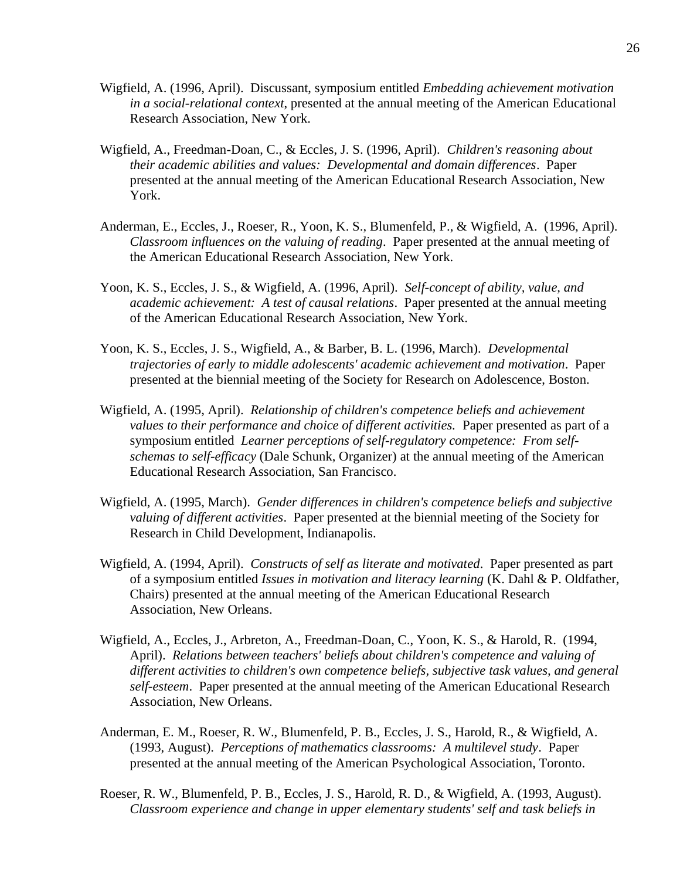Wigfield, A. (1996, April). Discussant, symposium entitled *Embedding achievement motivation in a social-relational context*, presented at the annual meeting of the American Educational Research Association, New York.

Wigfield, A., Freedman-Doan, C., & Eccles, J. S. (1996, April). *Children's reasoning about their academic abilities and values: Developmental and domain differences*. Paper presented at the annual meeting of the American Educational Research Association, New York.

Anderman, E., Eccles, J., Roeser, R., Yoon, K. S., Blumenfeld, P., & Wigfield, A. (1996, April). *Classroom influences on the valuing of reading*. Paper presented at the annual meeting of the American Educational Research Association, New York.

Yoon, K. S., Eccles, J. S., & Wigfield, A. (1996, April). *Self-concept of ability, value, and academic achievement: A test of causal relations*. Paper presented at the annual meeting of the American Educational Research Association, New York.

Yoon, K. S., Eccles, J. S., Wigfield, A., & Barber, B. L. (1996, March). *Developmental trajectories of early to middle adolescents' academic achievement and motivation*. Paper presented at the biennial meeting of the Society for Research on Adolescence, Boston.

Wigfield, A. (1995, April). *Relationship of children's competence beliefs and achievement values to their performance and choice of different activities.* Paper presented as part of a symposium entitled *Learner perceptions of self-regulatory competence: From self-schemas to self-efficacy* (Dale Schunk, Organizer) at the annual meeting of the American Educational Research Association, San Francisco.

Wigfield, A. (1995, March). *Gender differences in children's competence beliefs and subjective valuing of different activities*. Paper presented at the biennial meeting of the Society for Research in Child Development, Indianapolis.

Wigfield, A. (1994, April). *Constructs of self as literate and motivated*. Paper presented as part of a symposium entitled *Issues in motivation and literacy learning* (K. Dahl & P. Oldfather, Chairs) presented at the annual meeting of the American Educational Research Association, New Orleans.

Wigfield, A., Eccles, J., Arbreton, A., Freedman-Doan, C., Yoon, K. S., & Harold, R. (1994, April). *Relations between teachers' beliefs about children's competence and valuing of different activities to children's own competence beliefs, subjective task values, and general self-esteem*. Paper presented at the annual meeting of the American Educational Research Association, New Orleans.

Anderman, E. M., Roeser, R. W., Blumenfeld, P. B., Eccles, J. S., Harold, R., & Wigfield, A. (1993, August). *Perceptions of mathematics classrooms: A multilevel study*. Paper presented at the annual meeting of the American Psychological Association, Toronto.

Roeser, R. W., Blumenfeld, P. B., Eccles, J. S., Harold, R. D., & Wigfield, A. (1993, August). *Classroom experience and change in upper elementary students' self and task beliefs in*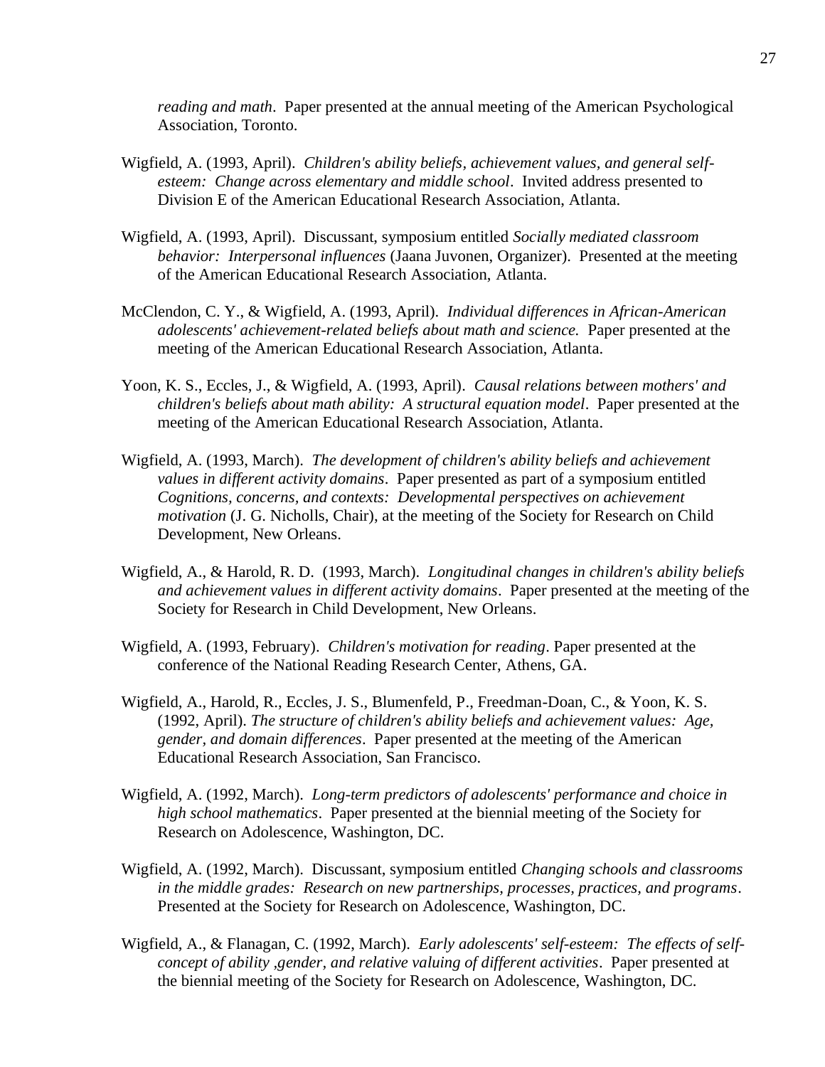*reading and math*. Paper presented at the annual meeting of the American Psychological Association, Toronto.

Wigfield, A. (1993, April). *Children's ability beliefs, achievement values, and general self-esteem: Change across elementary and middle school*. Invited address presented to Division E of the American Educational Research Association, Atlanta.

Wigfield, A. (1993, April). Discussant, symposium entitled *Socially mediated classroom behavior: Interpersonal influences* (Jaana Juvonen, Organizer). Presented at the meeting of the American Educational Research Association, Atlanta.

McClendon, C. Y., & Wigfield, A. (1993, April). *Individual differences in African-American adolescents' achievement-related beliefs about math and science.* Paper presented at the meeting of the American Educational Research Association, Atlanta.

Yoon, K. S., Eccles, J., & Wigfield, A. (1993, April). *Causal relations between mothers' and children's beliefs about math ability: A structural equation model*. Paper presented at the meeting of the American Educational Research Association, Atlanta.

Wigfield, A. (1993, March). *The development of children's ability beliefs and achievement values in different activity domains*. Paper presented as part of a symposium entitled *Cognitions, concerns, and contexts: Developmental perspectives on achievement motivation* (J. G. Nicholls, Chair), at the meeting of the Society for Research on Child Development, New Orleans.

Wigfield, A., & Harold, R. D. (1993, March). *Longitudinal changes in children's ability beliefs and achievement values in different activity domains*. Paper presented at the meeting of the Society for Research in Child Development, New Orleans.

Wigfield, A. (1993, February). *Children's motivation for reading*. Paper presented at the conference of the National Reading Research Center, Athens, GA.

Wigfield, A., Harold, R., Eccles, J. S., Blumenfeld, P., Freedman-Doan, C., & Yoon, K. S. (1992, April). *The structure of children's ability beliefs and achievement values: Age, gender, and domain differences*. Paper presented at the meeting of the American Educational Research Association, San Francisco.

Wigfield, A. (1992, March). *Long-term predictors of adolescents' performance and choice in high school mathematics*. Paper presented at the biennial meeting of the Society for Research on Adolescence, Washington, DC.

Wigfield, A. (1992, March). Discussant, symposium entitled *Changing schools and classrooms in the middle grades: Research on new partnerships, processes, practices, and programs*. Presented at the Society for Research on Adolescence, Washington, DC.

Wigfield, A., & Flanagan, C. (1992, March). *Early adolescents' self-esteem: The effects of self-concept of ability ,gender, and relative valuing of different activities*. Paper presented at the biennial meeting of the Society for Research on Adolescence, Washington, DC.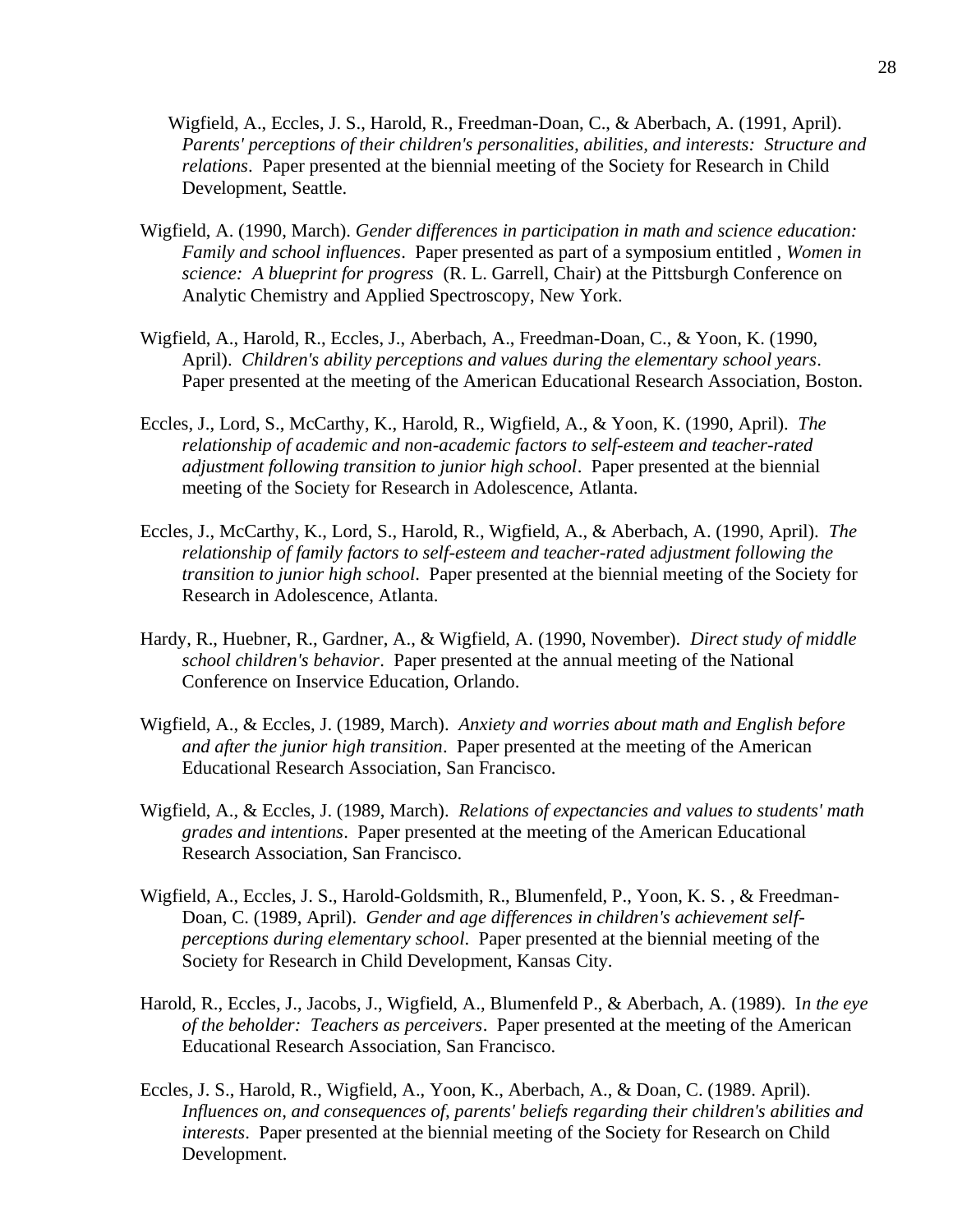Wigfield, A., Eccles, J. S., Harold, R., Freedman-Doan, C., & Aberbach, A. (1991, April). *Parents' perceptions of their children's personalities, abilities, and interests: Structure and relations*. Paper presented at the biennial meeting of the Society for Research in Child Development, Seattle.

Wigfield, A. (1990, March). *Gender differences in participation in math and science education: Family and school influences*. Paper presented as part of a symposium entitled , *Women in science: A blueprint for progress* (R. L. Garrell, Chair) at the Pittsburgh Conference on Analytic Chemistry and Applied Spectroscopy, New York.

Wigfield, A., Harold, R., Eccles, J., Aberbach, A., Freedman-Doan, C., & Yoon, K. (1990, April). *Children's ability perceptions and values during the elementary school years*. Paper presented at the meeting of the American Educational Research Association, Boston.

Eccles, J., Lord, S., McCarthy, K., Harold, R., Wigfield, A., & Yoon, K. (1990, April). *The relationship of academic and non-academic factors to self-esteem and teacher-rated adjustment following transition to junior high school*. Paper presented at the biennial meeting of the Society for Research in Adolescence, Atlanta.

Eccles, J., McCarthy, K., Lord, S., Harold, R., Wigfield, A., & Aberbach, A. (1990, April). *The relationship of family factors to self-esteem and teacher-rated adjustment following the transition to junior high school.* Paper presented at the biennial meeting of the Society for Research in Adolescence, Atlanta.

Hardy, R., Huebner, R., Gardner, A., & Wigfield, A. (1990, November). *Direct study of middle school children's behavior*. Paper presented at the annual meeting of the National Conference on Inservice Education, Orlando.

Wigfield, A., & Eccles, J. (1989, March). *Anxiety and worries about math and English before and after the junior high transition*. Paper presented at the meeting of the American Educational Research Association, San Francisco.

Wigfield, A., & Eccles, J. (1989, March). *Relations of expectancies and values to students' math grades and intentions*. Paper presented at the meeting of the American Educational Research Association, San Francisco.

Wigfield, A., Eccles, J. S., Harold-Goldsmith, R., Blumenfeld, P., Yoon, K. S. , & Freedman-Doan, C. (1989, April). *Gender and age differences in children's achievement self-perceptions during elementary school*. Paper presented at the biennial meeting of the Society for Research in Child Development, Kansas City.

Harold, R., Eccles, J., Jacobs, J., Wigfield, A., Blumenfeld P., & Aberbach, A. (1989). *In the eye of the beholder: Teachers as perceivers*. Paper presented at the meeting of the American Educational Research Association, San Francisco.

Eccles, J. S., Harold, R., Wigfield, A., Yoon, K., Aberbach, A., & Doan, C. (1989. April). *Influences on, and consequences of, parents' beliefs regarding their children's abilities and interests*. Paper presented at the biennial meeting of the Society for Research on Child Development.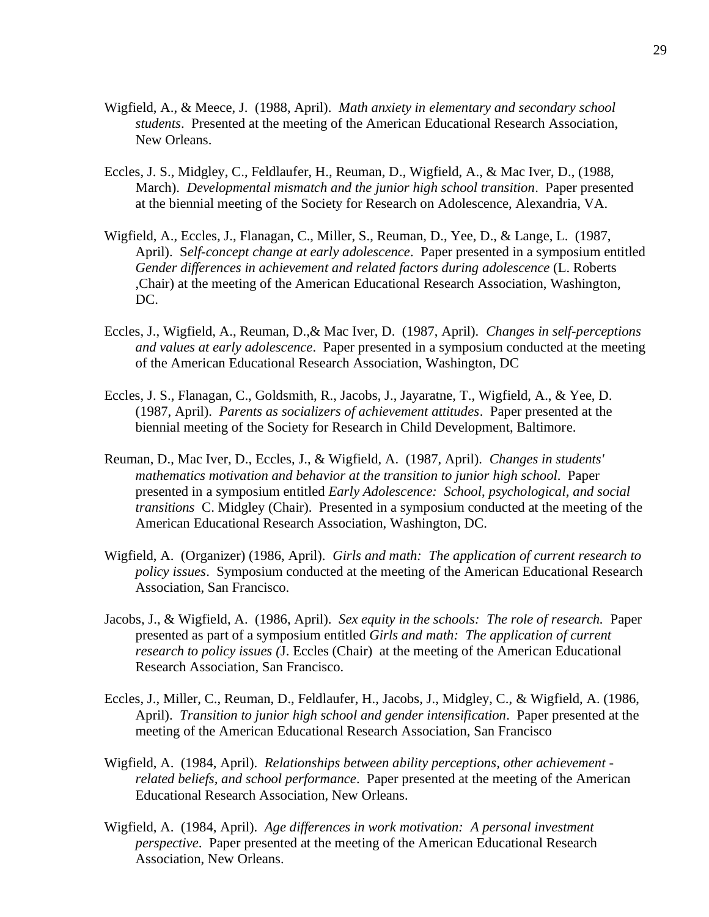Wigfield, A., & Meece, J.  (1988, April).  *Math anxiety in elementary and secondary school students*.  Presented at the meeting of the American Educational Research Association, New Orleans.

Eccles, J. S., Midgley, C., Feldlaufer, H., Reuman, D., Wigfield, A., & Mac Iver, D., (1988, March).  *Developmental mismatch and the junior high school transition*.  Paper presented at the biennial meeting of the Society for Research on Adolescence, Alexandria, VA.

Wigfield, A., Eccles, J., Flanagan, C., Miller, S., Reuman, D., Yee, D., & Lange, L.  (1987, April).  S*elf-concept change at early adolescence*.  Paper presented in a symposium entitled *Gender differences in achievement and related factors during adolescence* (L. Roberts ,Chair) at the meeting of the American Educational Research Association, Washington, DC.

Eccles, J., Wigfield, A., Reuman, D.,& Mac Iver, D.  (1987, April).  *Changes in self-perceptions and values at early adolescence*.  Paper presented in a symposium conducted at the meeting of the American Educational Research Association, Washington, DC

Eccles, J. S., Flanagan, C., Goldsmith, R., Jacobs, J., Jayaratne, T., Wigfield, A., & Yee, D. (1987, April).  *Parents as socializers of achievement attitudes*.  Paper presented at the biennial meeting of the Society for Research in Child Development, Baltimore.

Reuman, D., Mac Iver, D., Eccles, J., & Wigfield, A.  (1987, April).  *Changes in students' mathematics motivation and behavior at the transition to junior high school*.  Paper presented in a symposium entitled *Early Adolescence:  School, psychological, and social transitions*  C. Midgley (Chair).  Presented in a symposium conducted at the meeting of the American Educational Research Association, Washington, DC.

Wigfield, A.  (Organizer) (1986, April).  *Girls and math:  The application of current research to policy issues*.  Symposium conducted at the meeting of the American Educational Research Association, San Francisco.

Jacobs, J., & Wigfield, A.  (1986, April).  *Sex equity in the schools:  The role of research.*  Paper presented as part of a symposium entitled *Girls and math:  The application of current research to policy issues (*J. Eccles (Chair)  at the meeting of the American Educational Research Association, San Francisco.

Eccles, J., Miller, C., Reuman, D., Feldlaufer, H., Jacobs, J., Midgley, C., & Wigfield, A. (1986, April).  *Transition to junior high school and gender intensification*.  Paper presented at the meeting of the American Educational Research Association, San Francisco

Wigfield, A.  (1984, April).  *Relationships between ability perceptions, other achievement - related beliefs, and school performance*.  Paper presented at the meeting of the American Educational Research Association, New Orleans.

Wigfield, A.  (1984, April).  *Age differences in work motivation:  A personal investment perspective*.  Paper presented at the meeting of the American Educational Research Association, New Orleans.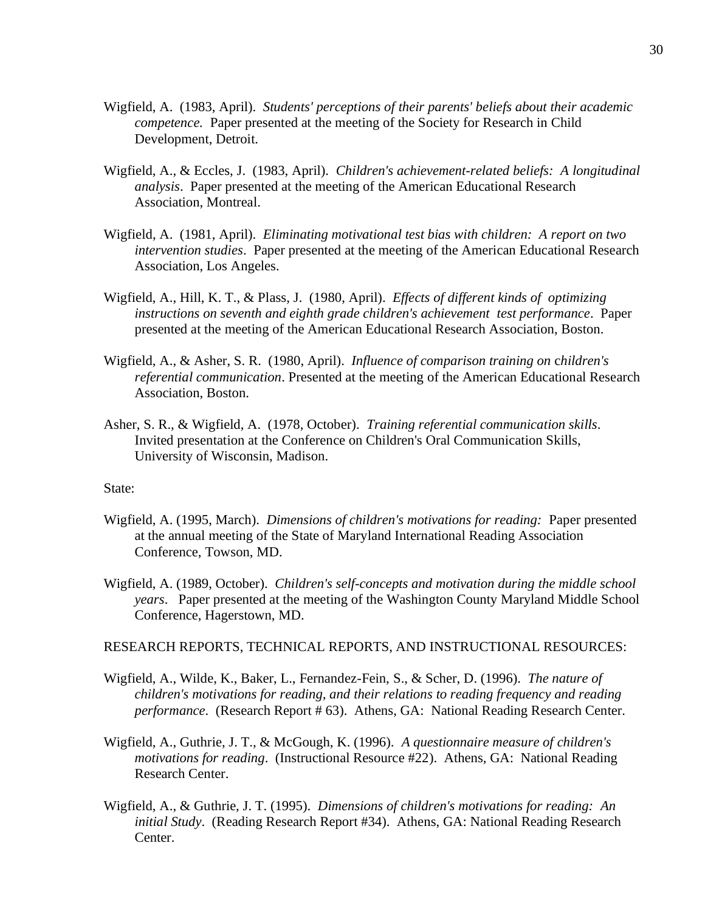Wigfield, A. (1983, April). *Students' perceptions of their parents' beliefs about their academic competence.* Paper presented at the meeting of the Society for Research in Child Development, Detroit.

Wigfield, A., & Eccles, J. (1983, April). *Children's achievement-related beliefs: A longitudinal analysis*. Paper presented at the meeting of the American Educational Research Association, Montreal.

Wigfield, A. (1981, April). *Eliminating motivational test bias with children: A report on two intervention studies*. Paper presented at the meeting of the American Educational Research Association, Los Angeles.

Wigfield, A., Hill, K. T., & Plass, J. (1980, April). *Effects of different kinds of optimizing instructions on seventh and eighth grade children's achievement test performance*. Paper presented at the meeting of the American Educational Research Association, Boston.

Wigfield, A., & Asher, S. R. (1980, April). *Influence of comparison training on children's referential communication*. Presented at the meeting of the American Educational Research Association, Boston.

Asher, S. R., & Wigfield, A. (1978, October). *Training referential communication skills*. Invited presentation at the Conference on Children's Oral Communication Skills, University of Wisconsin, Madison.

State:

Wigfield, A. (1995, March). *Dimensions of children's motivations for reading:* Paper presented at the annual meeting of the State of Maryland International Reading Association Conference, Towson, MD.

Wigfield, A. (1989, October). *Children's self-concepts and motivation during the middle school years*. Paper presented at the meeting of the Washington County Maryland Middle School Conference, Hagerstown, MD.

RESEARCH REPORTS, TECHNICAL REPORTS, AND INSTRUCTIONAL RESOURCES:

Wigfield, A., Wilde, K., Baker, L., Fernandez-Fein, S., & Scher, D. (1996). *The nature of children's motivations for reading, and their relations to reading frequency and reading performance*. (Research Report # 63). Athens, GA: National Reading Research Center.

Wigfield, A., Guthrie, J. T., & McGough, K. (1996). *A questionnaire measure of children's motivations for reading*. (Instructional Resource #22). Athens, GA: National Reading Research Center.

Wigfield, A., & Guthrie, J. T. (1995). *Dimensions of children's motivations for reading: An initial Study*. (Reading Research Report #34). Athens, GA: National Reading Research Center.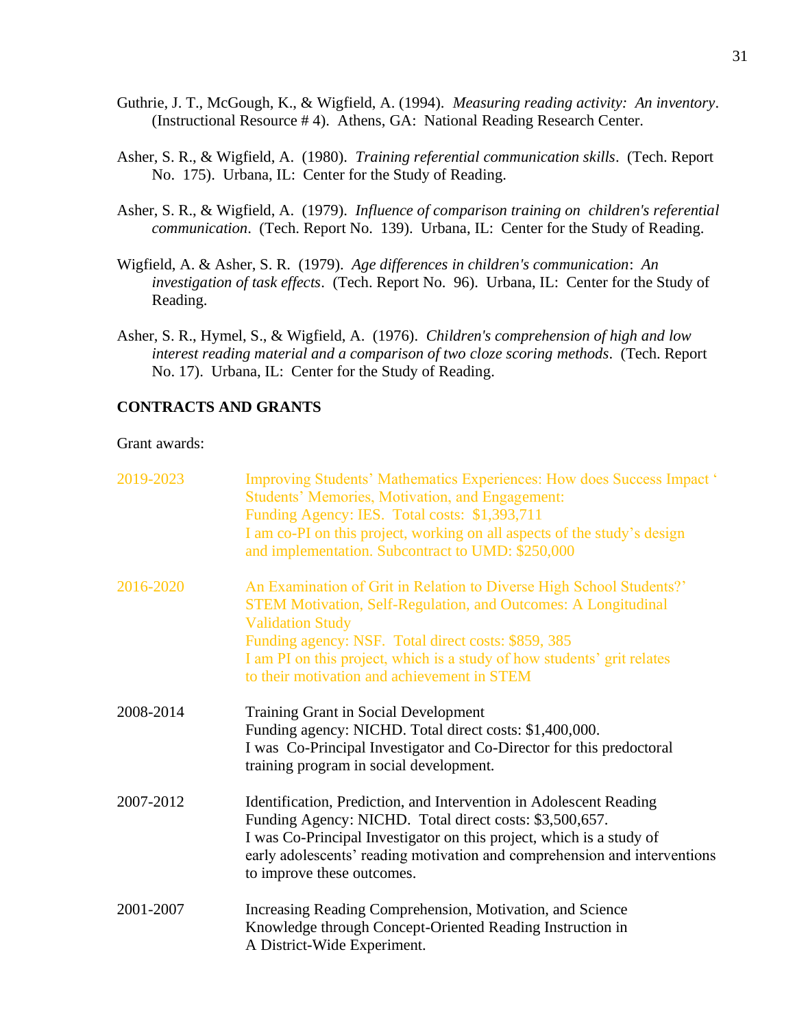Guthrie, J. T., McGough, K., & Wigfield, A. (1994). *Measuring reading activity: An inventory*. (Instructional Resource # 4). Athens, GA: National Reading Research Center.

Asher, S. R., & Wigfield, A. (1980). *Training referential communication skills*. (Tech. Report No. 175). Urbana, IL: Center for the Study of Reading.

Asher, S. R., & Wigfield, A. (1979). *Influence of comparison training on children's referential communication*. (Tech. Report No. 139). Urbana, IL: Center for the Study of Reading.

Wigfield, A. & Asher, S. R. (1979). *Age differences in children's communication*: *An investigation of task effects*. (Tech. Report No. 96). Urbana, IL: Center for the Study of Reading.

Asher, S. R., Hymel, S., & Wigfield, A. (1976). *Children's comprehension of high and low interest reading material and a comparison of two cloze scoring methods*. (Tech. Report No. 17). Urbana, IL: Center for the Study of Reading.

**CONTRACTS AND GRANTS**

Grant awards:

2019-2023 Improving Students' Mathematics Experiences: How does Success Impact ' Students' Memories, Motivation, and Engagement:
Funding Agency: IES. Total costs: $1,393,711
I am co-PI on this project, working on all aspects of the study's design and implementation. Subcontract to UMD: $250,000

2016-2020 An Examination of Grit in Relation to Diverse High School Students?' STEM Motivation, Self-Regulation, and Outcomes: A Longitudinal Validation Study
Funding agency: NSF. Total direct costs: $859, 385
I am PI on this project, which is a study of how students' grit relates to their motivation and achievement in STEM

2008-2014 Training Grant in Social Development
Funding agency: NICHD. Total direct costs: $1,400,000.
I was Co-Principal Investigator and Co-Director for this predoctoral training program in social development.

2007-2012 Identification, Prediction, and Intervention in Adolescent Reading
Funding Agency: NICHD. Total direct costs: $3,500,657.
I was Co-Principal Investigator on this project, which is a study of early adolescents' reading motivation and comprehension and interventions to improve these outcomes.

2001-2007 Increasing Reading Comprehension, Motivation, and Science Knowledge through Concept-Oriented Reading Instruction in A District-Wide Experiment.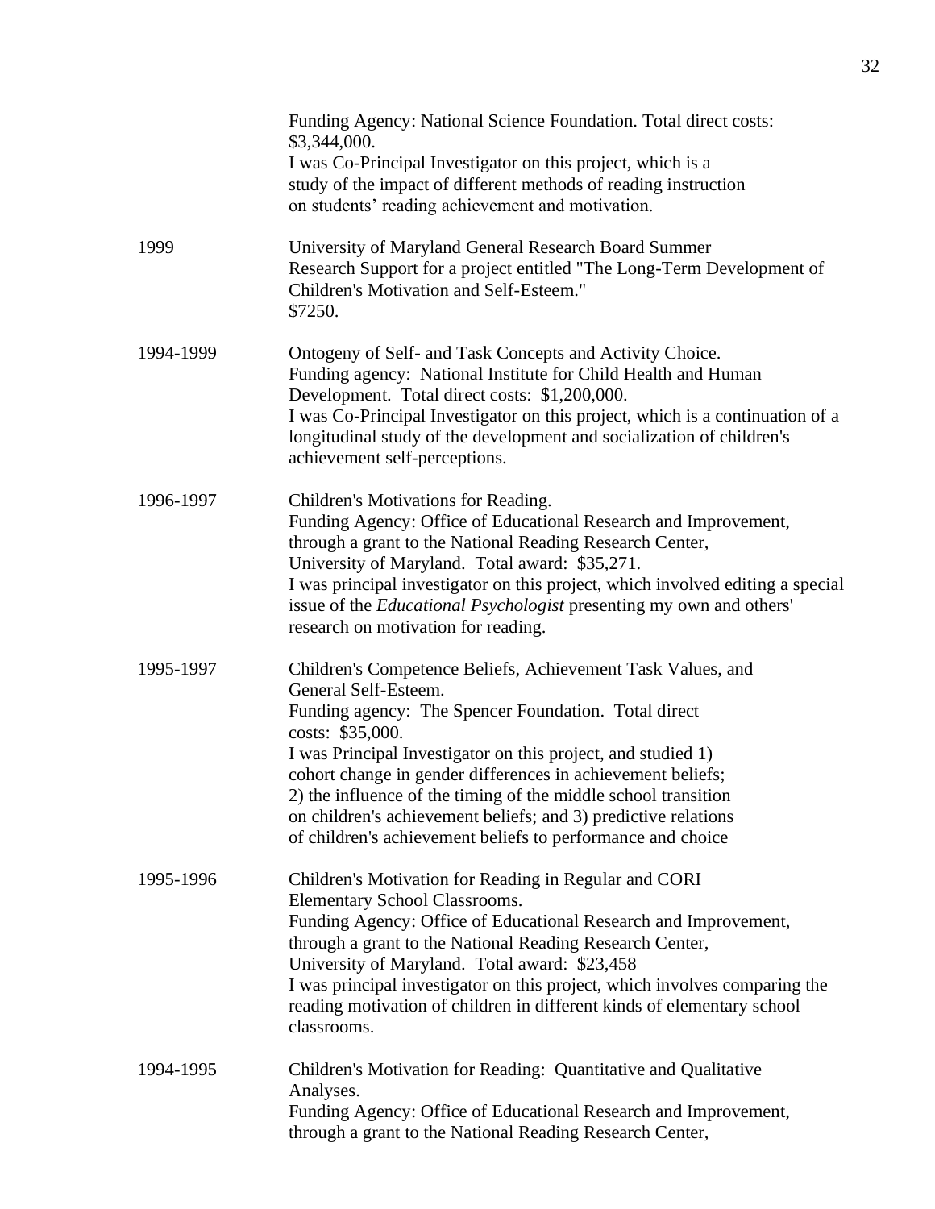Funding Agency: National Science Foundation. Total direct costs: $3,344,000.
I was Co-Principal Investigator on this project, which is a study of the impact of different methods of reading instruction on students' reading achievement and motivation.

1999 University of Maryland General Research Board Summer Research Support for a project entitled "The Long-Term Development of Children's Motivation and Self-Esteem."
$7250.

1994-1999 Ontogeny of Self- and Task Concepts and Activity Choice.
Funding agency: National Institute for Child Health and Human Development. Total direct costs: $1,200,000.
I was Co-Principal Investigator on this project, which is a continuation of a longitudinal study of the development and socialization of children's achievement self-perceptions.

1996-1997 Children's Motivations for Reading.
Funding Agency: Office of Educational Research and Improvement, through a grant to the National Reading Research Center, University of Maryland. Total award: $35,271.
I was principal investigator on this project, which involved editing a special issue of the *Educational Psychologist* presenting my own and others' research on motivation for reading.

1995-1997 Children's Competence Beliefs, Achievement Task Values, and General Self-Esteem.
Funding agency: The Spencer Foundation. Total direct costs: $35,000.
I was Principal Investigator on this project, and studied 1) cohort change in gender differences in achievement beliefs; 2) the influence of the timing of the middle school transition on children's achievement beliefs; and 3) predictive relations of children's achievement beliefs to performance and choice

1995-1996 Children's Motivation for Reading in Regular and CORI Elementary School Classrooms.
Funding Agency: Office of Educational Research and Improvement, through a grant to the National Reading Research Center, University of Maryland. Total award: $23,458
I was principal investigator on this project, which involves comparing the reading motivation of children in different kinds of elementary school classrooms.

1994-1995 Children's Motivation for Reading: Quantitative and Qualitative Analyses.
Funding Agency: Office of Educational Research and Improvement, through a grant to the National Reading Research Center,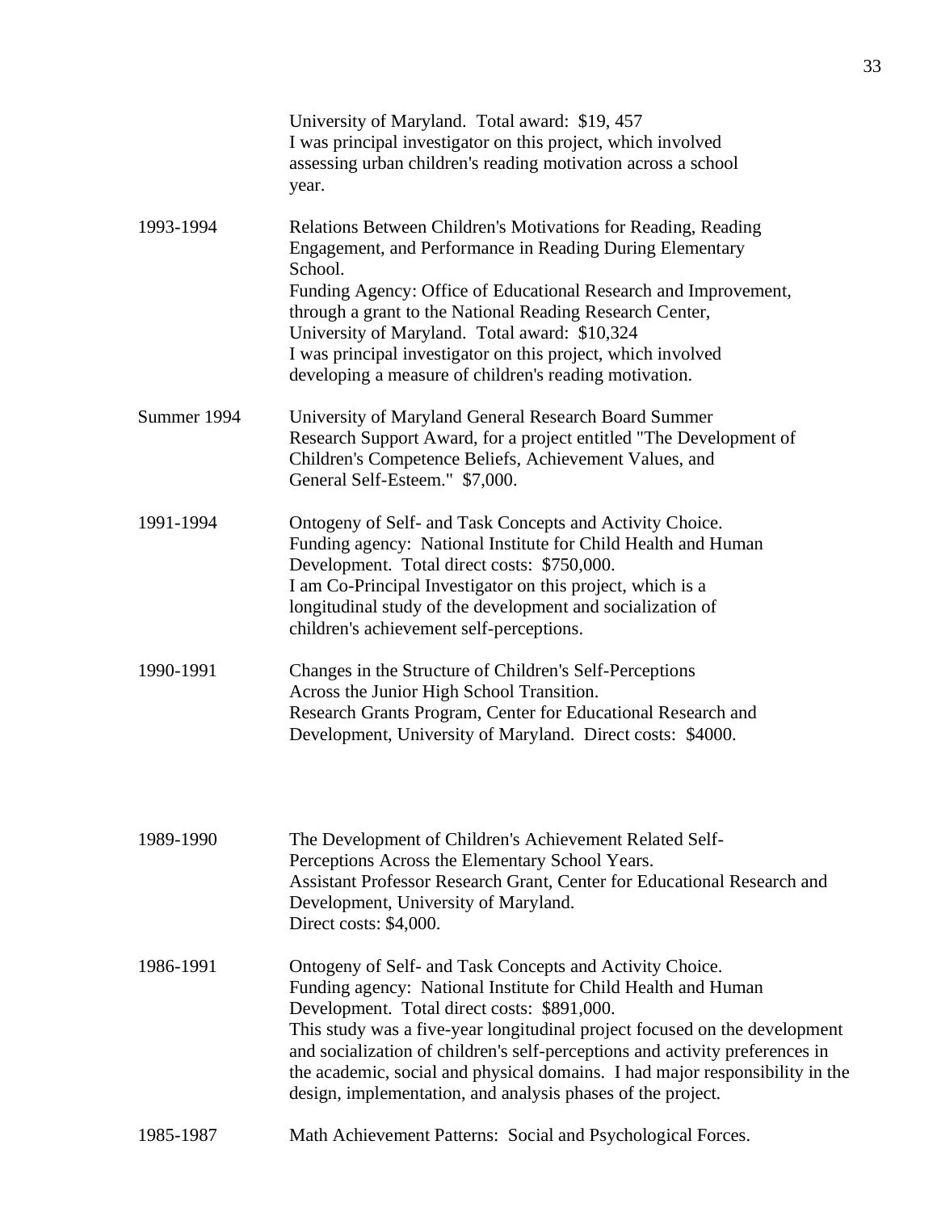University of Maryland. Total award: $19, 457
I was principal investigator on this project, which involved assessing urban children's reading motivation across a school year.

1993-1994 Relations Between Children's Motivations for Reading, Reading Engagement, and Performance in Reading During Elementary School.
Funding Agency: Office of Educational Research and Improvement, through a grant to the National Reading Research Center, University of Maryland. Total award: $10,324
I was principal investigator on this project, which involved developing a measure of children's reading motivation.

Summer 1994 University of Maryland General Research Board Summer Research Support Award, for a project entitled "The Development of Children's Competence Beliefs, Achievement Values, and General Self-Esteem." $7,000.

1991-1994 Ontogeny of Self- and Task Concepts and Activity Choice.
Funding agency: National Institute for Child Health and Human Development. Total direct costs: $750,000.
I am Co-Principal Investigator on this project, which is a longitudinal study of the development and socialization of children's achievement self-perceptions.

1990-1991 Changes in the Structure of Children's Self-Perceptions Across the Junior High School Transition.
Research Grants Program, Center for Educational Research and Development, University of Maryland. Direct costs: $4000.

1989-1990 The Development of Children's Achievement Related Self-Perceptions Across the Elementary School Years.
Assistant Professor Research Grant, Center for Educational Research and Development, University of Maryland.
Direct costs: $4,000.

1986-1991 Ontogeny of Self- and Task Concepts and Activity Choice.
Funding agency: National Institute for Child Health and Human Development. Total direct costs: $891,000.
This study was a five-year longitudinal project focused on the development and socialization of children's self-perceptions and activity preferences in the academic, social and physical domains. I had major responsibility in the design, implementation, and analysis phases of the project.

1985-1987 Math Achievement Patterns: Social and Psychological Forces.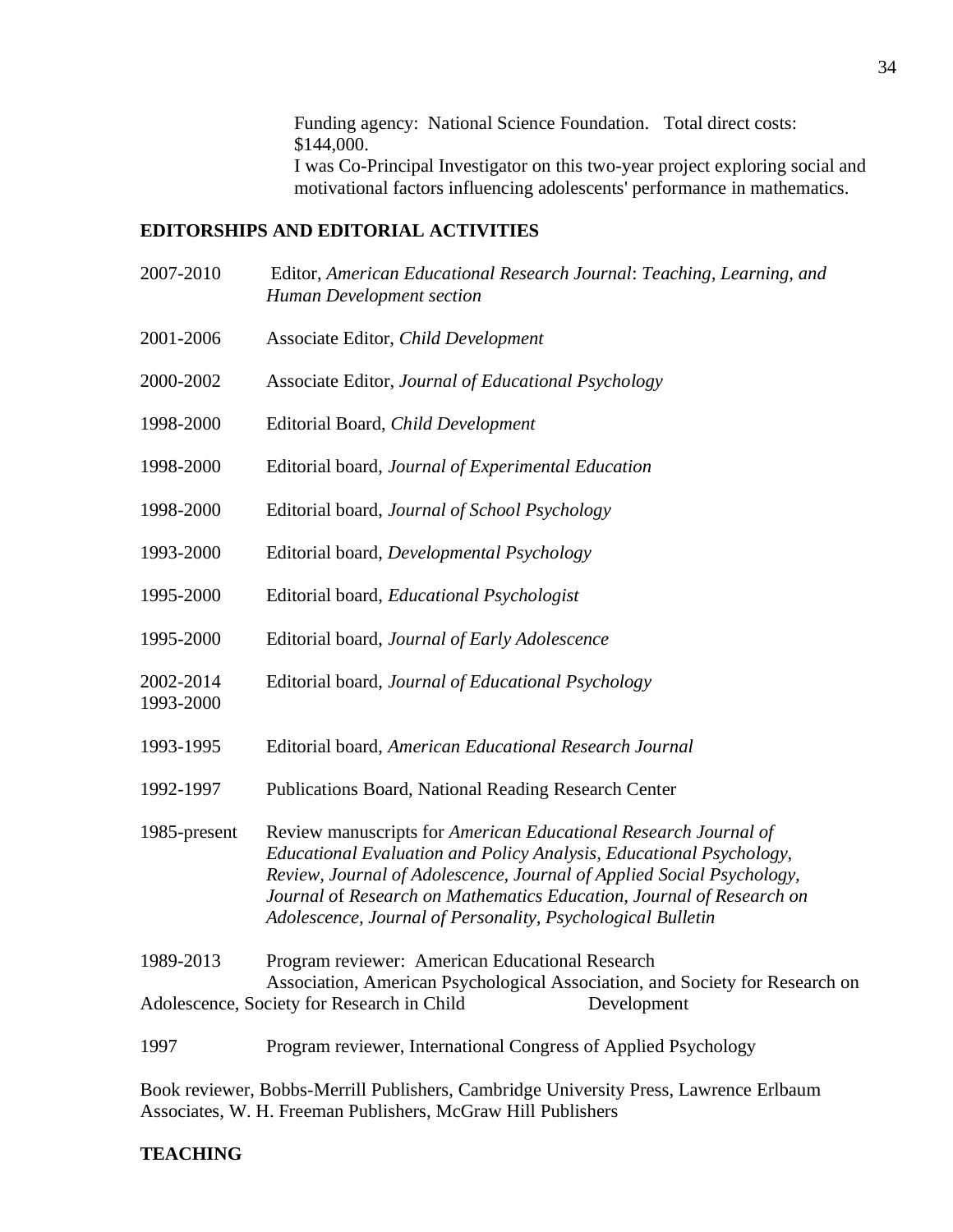Funding agency: National Science Foundation. Total direct costs: $144,000.
I was Co-Principal Investigator on this two-year project exploring social and motivational factors influencing adolescents' performance in mathematics.

## EDITORSHIPS AND EDITORIAL ACTIVITIES

2007-2010 Editor, *American Educational Research Journal*: *Teaching, Learning, and Human Development section*

2001-2006 Associate Editor, *Child Development*

2000-2002 Associate Editor, *Journal of Educational Psychology*

1998-2000 Editorial Board, *Child Development*

1998-2000 Editorial board, *Journal of Experimental Education*

1998-2000 Editorial board, *Journal of School Psychology*

1993-2000 Editorial board, *Developmental Psychology*

1995-2000 Editorial board, *Educational Psychologist*

1995-2000 Editorial board, *Journal of Early Adolescence*

2002-2014
1993-2000 Editorial board, *Journal of Educational Psychology*

1993-1995 Editorial board, *American Educational Research Journal*

1992-1997 Publications Board, National Reading Research Center

1985-present Review manuscripts for *American Educational Research Journal of Educational Evaluation and Policy Analysis, Educational Psychology, Review, Journal of Adolescence, Journal of Applied Social Psychology, Journal* of *Research on Mathematics Education, Journal of Research on Adolescence, Journal of Personality, Psychological Bulletin*

1989-2013 Program reviewer: American Educational Research Association, American Psychological Association, and Society for Research on Adolescence, Society for Research in Child Development

1997 Program reviewer, International Congress of Applied Psychology

Book reviewer, Bobbs-Merrill Publishers, Cambridge University Press, Lawrence Erlbaum Associates, W. H. Freeman Publishers, McGraw Hill Publishers

## TEACHING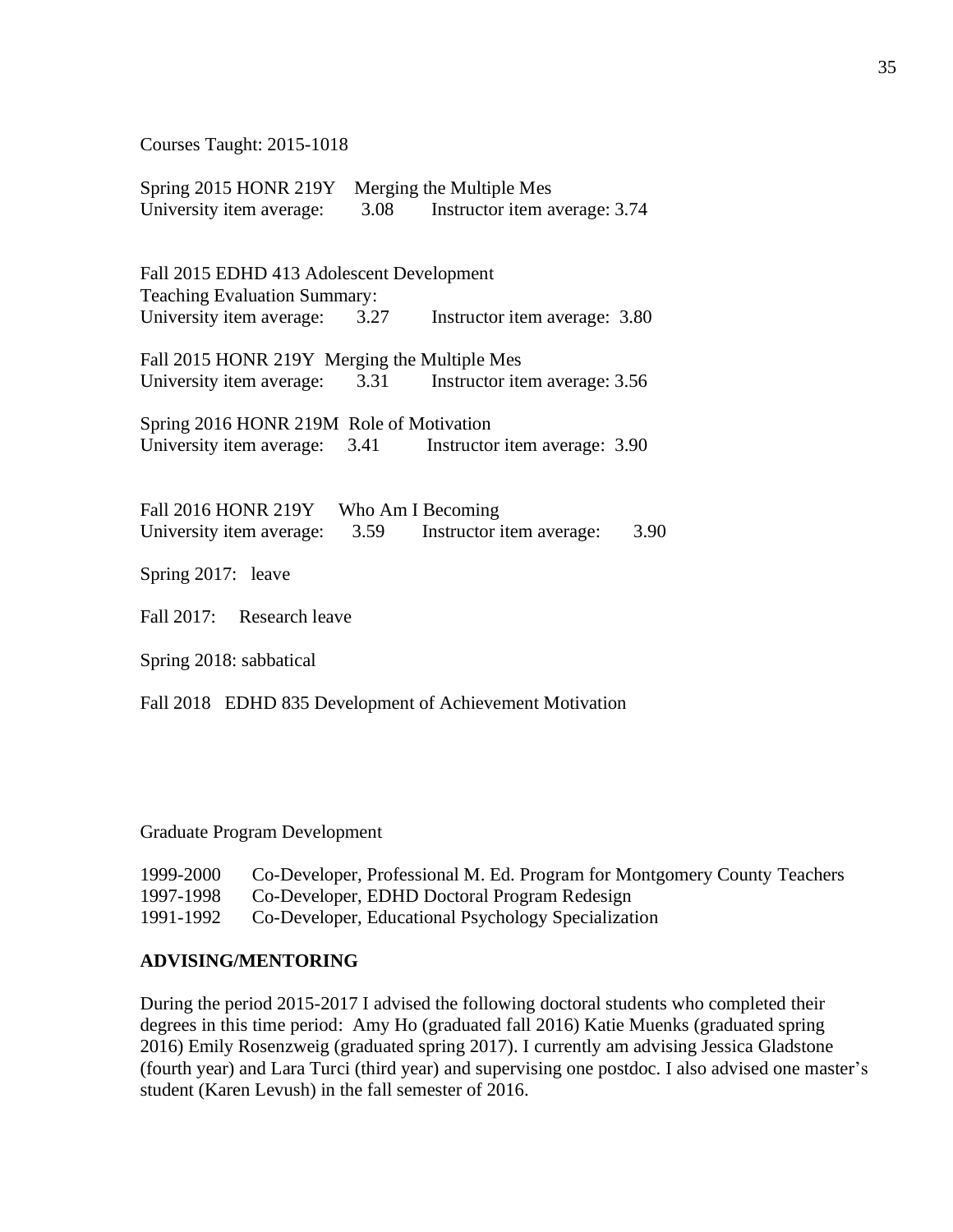Courses Taught: 2015-1018

Spring 2015 HONR 219Y Merging the Multiple Mes
University item average: 3.08 Instructor item average: 3.74

Fall 2015 EDHD 413 Adolescent Development
Teaching Evaluation Summary:
University item average: 3.27 Instructor item average: 3.80

Fall 2015 HONR 219Y Merging the Multiple Mes
University item average: 3.31 Instructor item average: 3.56

Spring 2016 HONR 219M Role of Motivation
University item average: 3.41 Instructor item average: 3.90

Fall 2016 HONR 219Y Who Am I Becoming
University item average: 3.59 Instructor item average: 3.90

Spring 2017: leave

Fall 2017: Research leave

Spring 2018: sabbatical

Fall 2018 EDHD 835 Development of Achievement Motivation

Graduate Program Development

1999-2000 Co-Developer, Professional M. Ed. Program for Montgomery County Teachers
1997-1998 Co-Developer, EDHD Doctoral Program Redesign
1991-1992 Co-Developer, Educational Psychology Specialization

**ADVISING/MENTORING**

During the period 2015-2017 I advised the following doctoral students who completed their degrees in this time period: Amy Ho (graduated fall 2016) Katie Muenks (graduated spring 2016) Emily Rosenzweig (graduated spring 2017). I currently am advising Jessica Gladstone (fourth year) and Lara Turci (third year) and supervising one postdoc. I also advised one master's student (Karen Levush) in the fall semester of 2016.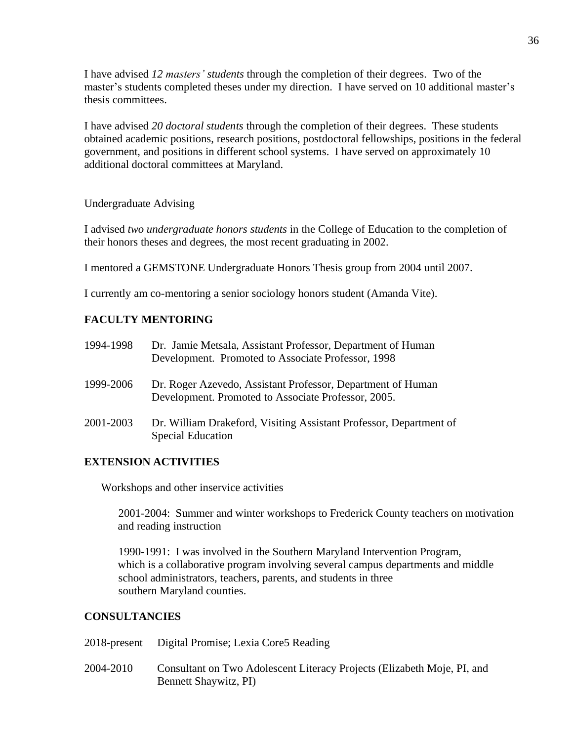I have advised *12 masters' students* through the completion of their degrees. Two of the master's students completed theses under my direction. I have served on 10 additional master's thesis committees.

I have advised *20 doctoral students* through the completion of their degrees. These students obtained academic positions, research positions, postdoctoral fellowships, positions in the federal government, and positions in different school systems. I have served on approximately 10 additional doctoral committees at Maryland.

Undergraduate Advising

I advised *two undergraduate honors students* in the College of Education to the completion of their honors theses and degrees, the most recent graduating in 2002.

I mentored a GEMSTONE Undergraduate Honors Thesis group from 2004 until 2007.

I currently am co-mentoring a senior sociology honors student (Amanda Vite).

## FACULTY MENTORING

1994-1998 Dr. Jamie Metsala, Assistant Professor, Department of Human Development. Promoted to Associate Professor, 1998

1999-2006 Dr. Roger Azevedo, Assistant Professor, Department of Human Development. Promoted to Associate Professor, 2005.

2001-2003 Dr. William Drakeford, Visiting Assistant Professor, Department of Special Education

## EXTENSION ACTIVITIES

Workshops and other inservice activities

2001-2004: Summer and winter workshops to Frederick County teachers on motivation and reading instruction

1990-1991: I was involved in the Southern Maryland Intervention Program, which is a collaborative program involving several campus departments and middle school administrators, teachers, parents, and students in three southern Maryland counties.

## CONSULTANCIES

2018-present Digital Promise; Lexia Core5 Reading

2004-2010 Consultant on Two Adolescent Literacy Projects (Elizabeth Moje, PI, and Bennett Shaywitz, PI)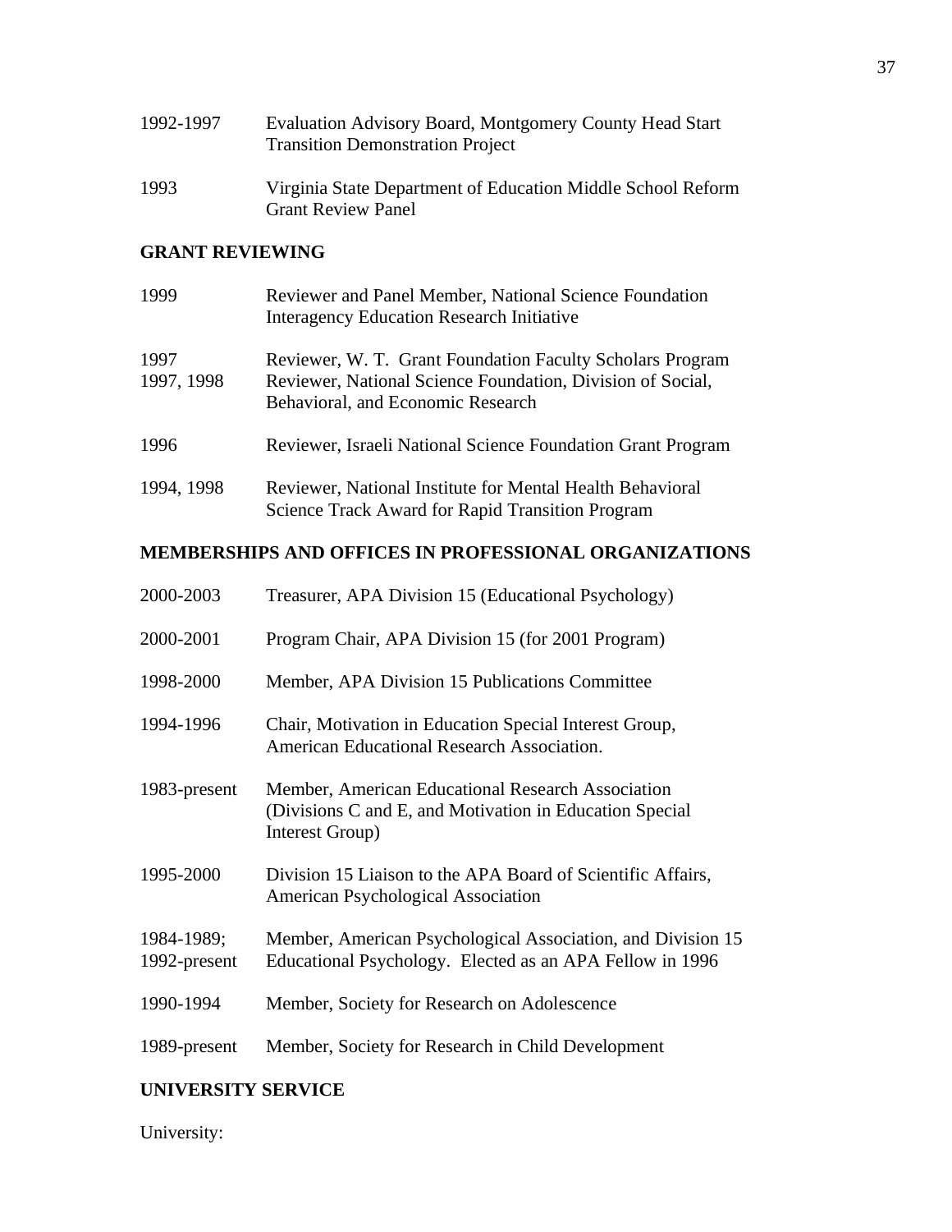1992-1997 Evaluation Advisory Board, Montgomery County Head Start Transition Demonstration Project

1993 Virginia State Department of Education Middle School Reform Grant Review Panel

**GRANT REVIEWING**

1999 Reviewer and Panel Member, National Science Foundation Interagency Education Research Initiative

1997 Reviewer, W. T. Grant Foundation Faculty Scholars Program
1997, 1998 Reviewer, National Science Foundation, Division of Social, Behavioral, and Economic Research

1996 Reviewer, Israeli National Science Foundation Grant Program

1994, 1998 Reviewer, National Institute for Mental Health Behavioral Science Track Award for Rapid Transition Program

**MEMBERSHIPS AND OFFICES IN PROFESSIONAL ORGANIZATIONS**

2000-2003 Treasurer, APA Division 15 (Educational Psychology)

2000-2001 Program Chair, APA Division 15 (for 2001 Program)

1998-2000 Member, APA Division 15 Publications Committee

1994-1996 Chair, Motivation in Education Special Interest Group, American Educational Research Association.

1983-present Member, American Educational Research Association (Divisions C and E, and Motivation in Education Special Interest Group)

1995-2000 Division 15 Liaison to the APA Board of Scientific Affairs, American Psychological Association

1984-1989; 1992-present Member, American Psychological Association, and Division 15 Educational Psychology. Elected as an APA Fellow in 1996

1990-1994 Member, Society for Research on Adolescence

1989-present Member, Society for Research in Child Development

**UNIVERSITY SERVICE**

University: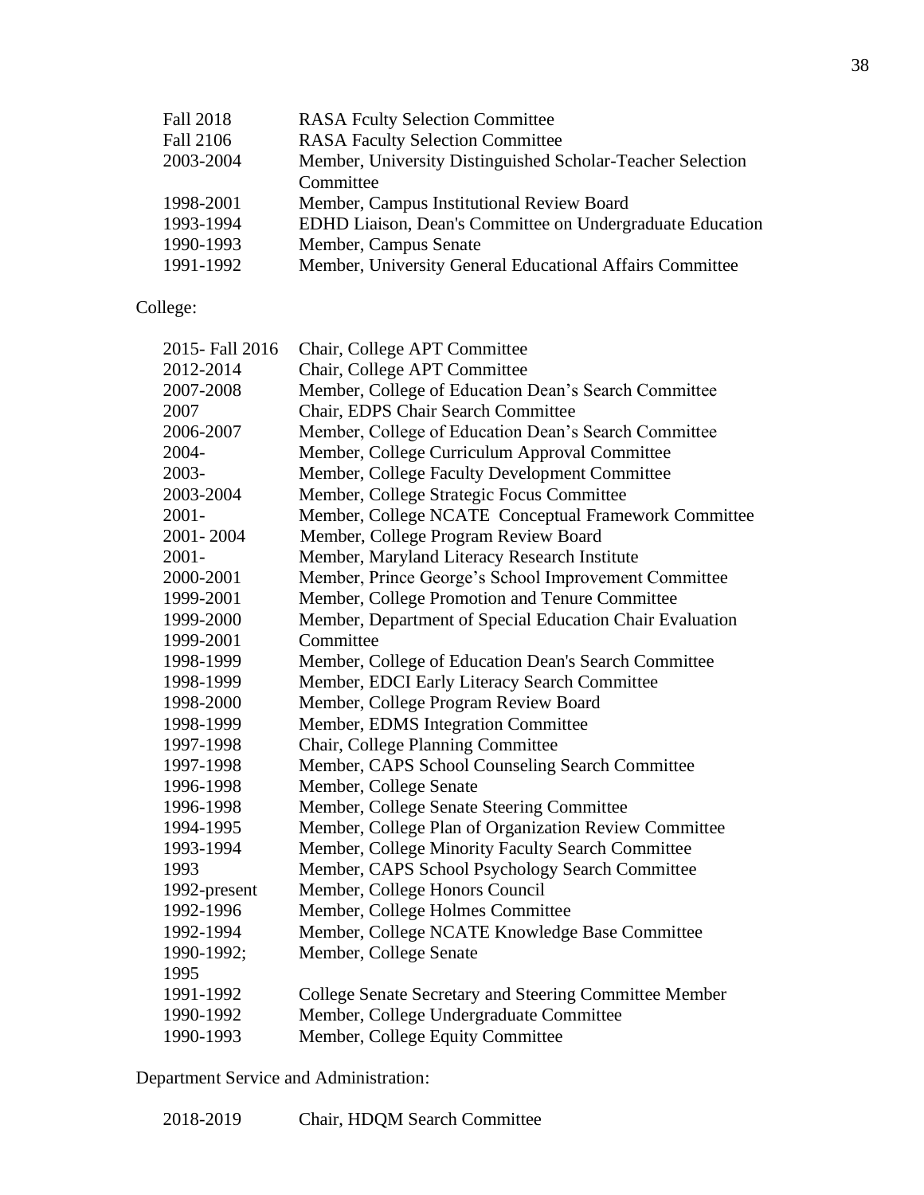| | |
|---|---|
| Fall 2018 | RASA Fculty Selection Committee |
| Fall 2106 | RASA Faculty Selection Committee |
| 2003-2004 | Member, University Distinguished Scholar-Teacher Selection Committee |
| 1998-2001 | Member, Campus Institutional Review Board |
| 1993-1994 | EDHD Liaison, Dean's Committee on Undergraduate Education |
| 1990-1993 | Member, Campus Senate |
| 1991-1992 | Member, University General Educational Affairs Committee |

College:

| | |
|---|---|
| 2015- Fall 2016 | Chair, College APT Committee |
| 2012-2014 | Chair, College APT Committee |
| 2007-2008 | Member, College of Education Dean's Search Committee |
| 2007 | Chair, EDPS Chair Search Committee |
| 2006-2007 | Member, College of Education Dean's Search Committee |
| 2004- | Member, College Curriculum Approval Committee |
| 2003- | Member, College Faculty Development Committee |
| 2003-2004 | Member, College Strategic Focus Committee |
| 2001- | Member, College NCATE Conceptual Framework Committee |
| 2001- 2004 | Member, College Program Review Board |
| 2001- | Member, Maryland Literacy Research Institute |
| 2000-2001 | Member, Prince George's School Improvement Committee |
| 1999-2001 | Member, College Promotion and Tenure Committee |
| 1999-2000 | Member, Department of Special Education Chair Evaluation |
| 1999-2001 | Committee |
| 1998-1999 | Member, College of Education Dean's Search Committee |
| 1998-1999 | Member, EDCI Early Literacy Search Committee |
| 1998-2000 | Member, College Program Review Board |
| 1998-1999 | Member, EDMS Integration Committee |
| 1997-1998 | Chair, College Planning Committee |
| 1997-1998 | Member, CAPS School Counseling Search Committee |
| 1996-1998 | Member, College Senate |
| 1996-1998 | Member, College Senate Steering Committee |
| 1994-1995 | Member, College Plan of Organization Review Committee |
| 1993-1994 | Member, College Minority Faculty Search Committee |
| 1993 | Member, CAPS School Psychology Search Committee |
| 1992-present | Member, College Honors Council |
| 1992-1996 | Member, College Holmes Committee |
| 1992-1994 | Member, College NCATE Knowledge Base Committee |
| 1990-1992; 1995 | Member, College Senate |
| 1991-1992 | College Senate Secretary and Steering Committee Member |
| 1990-1992 | Member, College Undergraduate Committee |
| 1990-1993 | Member, College Equity Committee |

Department Service and Administration:

| | |
|---|---|
| 2018-2019 | Chair, HDQM Search Committee |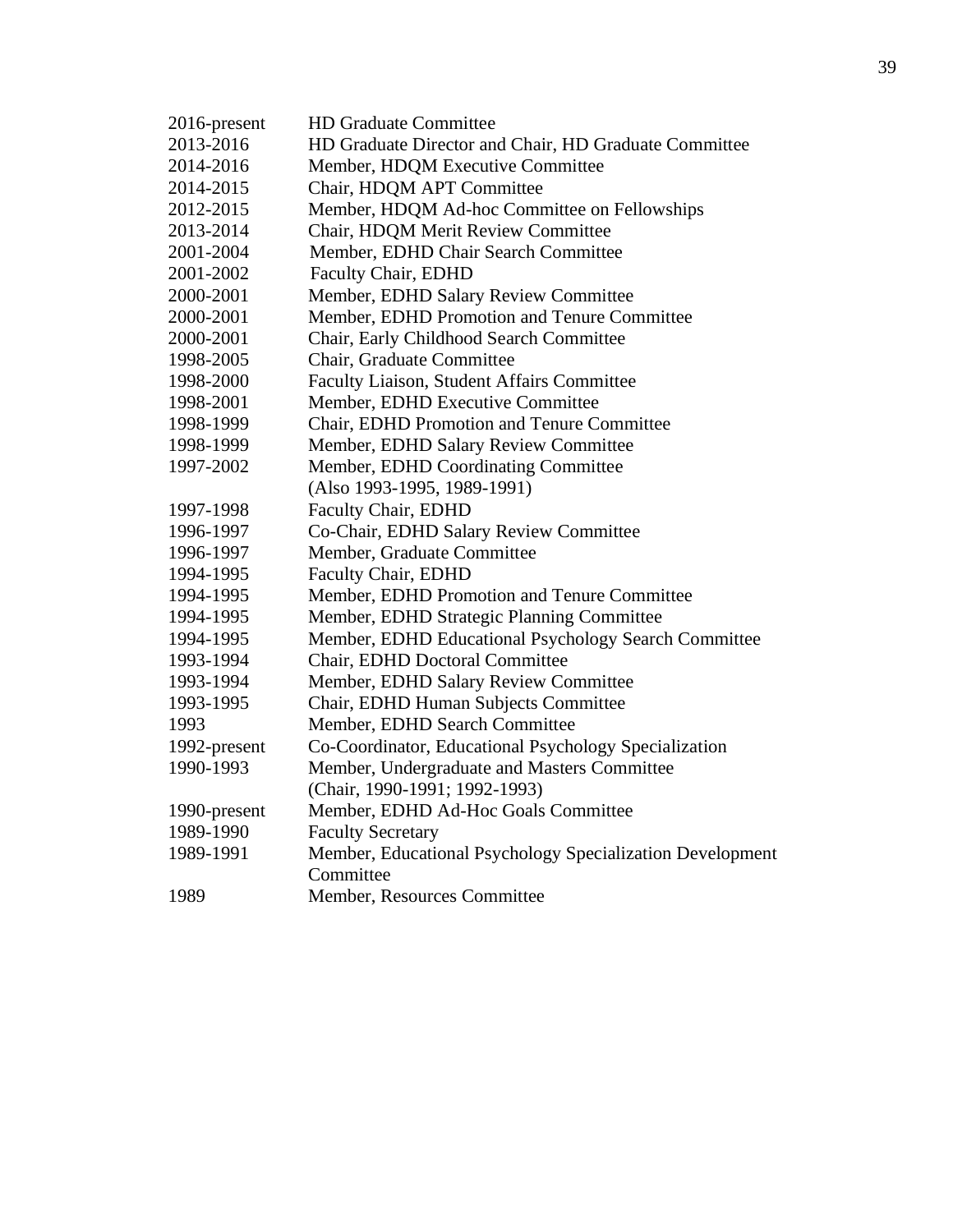| | |
|---|---|
| 2016-present | HD Graduate Committee |
| 2013-2016 | HD Graduate Director and Chair, HD Graduate Committee |
| 2014-2016 | Member, HDQM Executive Committee |
| 2014-2015 | Chair, HDQM APT Committee |
| 2012-2015 | Member, HDQM Ad-hoc Committee on Fellowships |
| 2013-2014 | Chair, HDQM Merit Review Committee |
| 2001-2004 | Member, EDHD Chair Search Committee |
| 2001-2002 | Faculty Chair, EDHD |
| 2000-2001 | Member, EDHD Salary Review Committee |
| 2000-2001 | Member, EDHD Promotion and Tenure Committee |
| 2000-2001 | Chair, Early Childhood Search Committee |
| 1998-2005 | Chair, Graduate Committee |
| 1998-2000 | Faculty Liaison, Student Affairs Committee |
| 1998-2001 | Member, EDHD Executive Committee |
| 1998-1999 | Chair, EDHD Promotion and Tenure Committee |
| 1998-1999 | Member, EDHD Salary Review Committee |
| 1997-2002 | Member, EDHD Coordinating Committee (Also 1993-1995, 1989-1991) |
| 1997-1998 | Faculty Chair, EDHD |
| 1996-1997 | Co-Chair, EDHD Salary Review Committee |
| 1996-1997 | Member, Graduate Committee |
| 1994-1995 | Faculty Chair, EDHD |
| 1994-1995 | Member, EDHD Promotion and Tenure Committee |
| 1994-1995 | Member, EDHD Strategic Planning Committee |
| 1994-1995 | Member, EDHD Educational Psychology Search Committee |
| 1993-1994 | Chair, EDHD Doctoral Committee |
| 1993-1994 | Member, EDHD Salary Review Committee |
| 1993-1995 | Chair, EDHD Human Subjects Committee |
| 1993 | Member, EDHD Search Committee |
| 1992-present | Co-Coordinator, Educational Psychology Specialization |
| 1990-1993 | Member, Undergraduate and Masters Committee (Chair, 1990-1991; 1992-1993) |
| 1990-present | Member, EDHD Ad-Hoc Goals Committee |
| 1989-1990 | Faculty Secretary |
| 1989-1991 | Member, Educational Psychology Specialization Development Committee |
| 1989 | Member, Resources Committee |